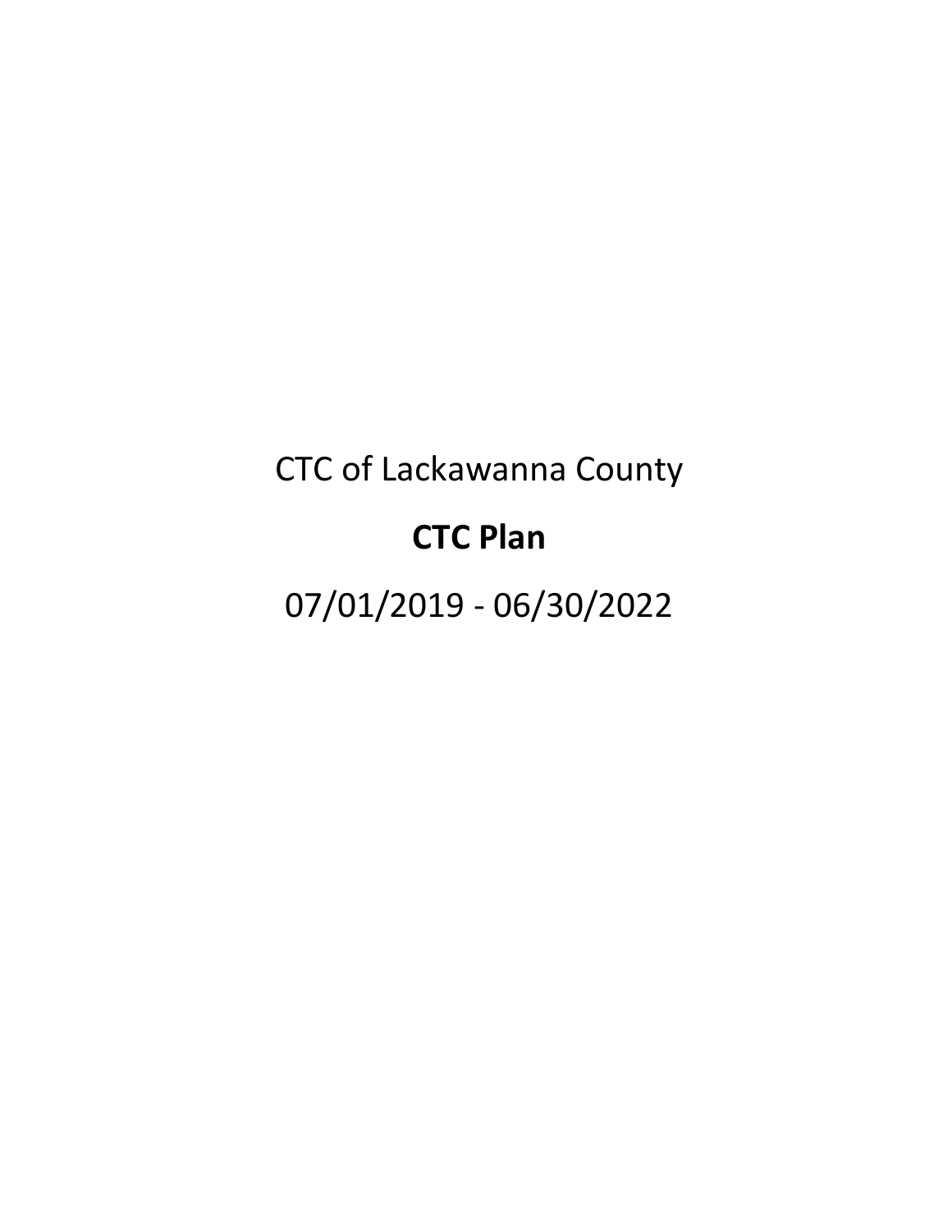CTC of Lackawanna County

# CTC Plan

07/01/2019 - 06/30/2022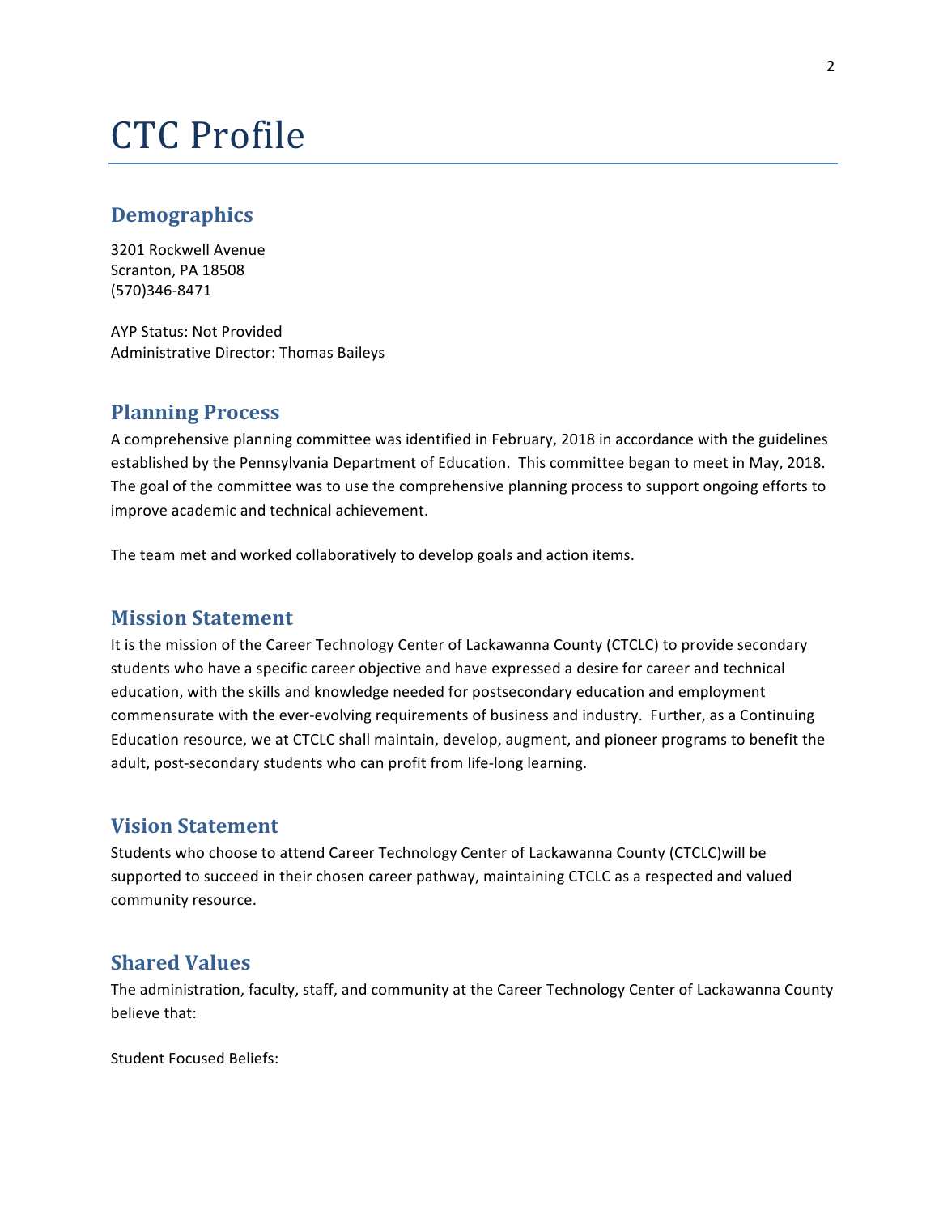# CTC Profile

## Demographics

3201 Rockwell Avenue
Scranton, PA 18508
(570)346-8471

AYP Status: Not Provided
Administrative Director: Thomas Baileys

## Planning Process

A comprehensive planning committee was identified in February, 2018 in accordance with the guidelines established by the Pennsylvania Department of Education. This committee began to meet in May, 2018. The goal of the committee was to use the comprehensive planning process to support ongoing efforts to improve academic and technical achievement.

The team met and worked collaboratively to develop goals and action items.

## Mission Statement

It is the mission of the Career Technology Center of Lackawanna County (CTCLC) to provide secondary students who have a specific career objective and have expressed a desire for career and technical education, with the skills and knowledge needed for postsecondary education and employment commensurate with the ever-evolving requirements of business and industry. Further, as a Continuing Education resource, we at CTCLC shall maintain, develop, augment, and pioneer programs to benefit the adult, post-secondary students who can profit from life-long learning.

## Vision Statement

Students who choose to attend Career Technology Center of Lackawanna County (CTCLC)will be supported to succeed in their chosen career pathway, maintaining CTCLC as a respected and valued community resource.

## Shared Values

The administration, faculty, staff, and community at the Career Technology Center of Lackawanna County believe that:

Student Focused Beliefs: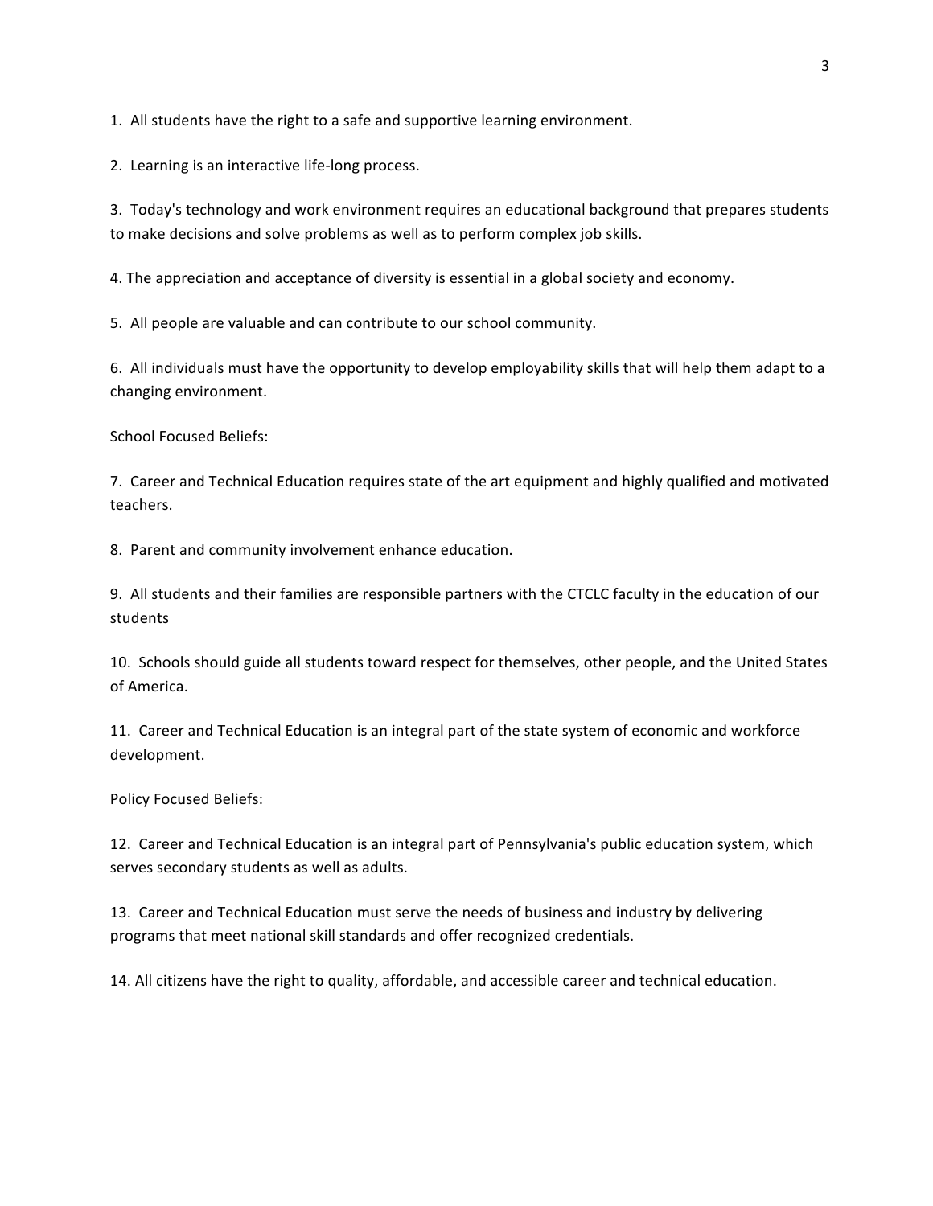1. All students have the right to a safe and supportive learning environment.

2. Learning is an interactive life-long process.

3. Today's technology and work environment requires an educational background that prepares students to make decisions and solve problems as well as to perform complex job skills.

4. The appreciation and acceptance of diversity is essential in a global society and economy.

5. All people are valuable and can contribute to our school community.

6. All individuals must have the opportunity to develop employability skills that will help them adapt to a changing environment.

School Focused Beliefs:

7. Career and Technical Education requires state of the art equipment and highly qualified and motivated teachers.

8. Parent and community involvement enhance education.

9. All students and their families are responsible partners with the CTCLC faculty in the education of our students

10. Schools should guide all students toward respect for themselves, other people, and the United States of America.

11. Career and Technical Education is an integral part of the state system of economic and workforce development.

Policy Focused Beliefs:

12. Career and Technical Education is an integral part of Pennsylvania's public education system, which serves secondary students as well as adults.

13. Career and Technical Education must serve the needs of business and industry by delivering programs that meet national skill standards and offer recognized credentials.

14. All citizens have the right to quality, affordable, and accessible career and technical education.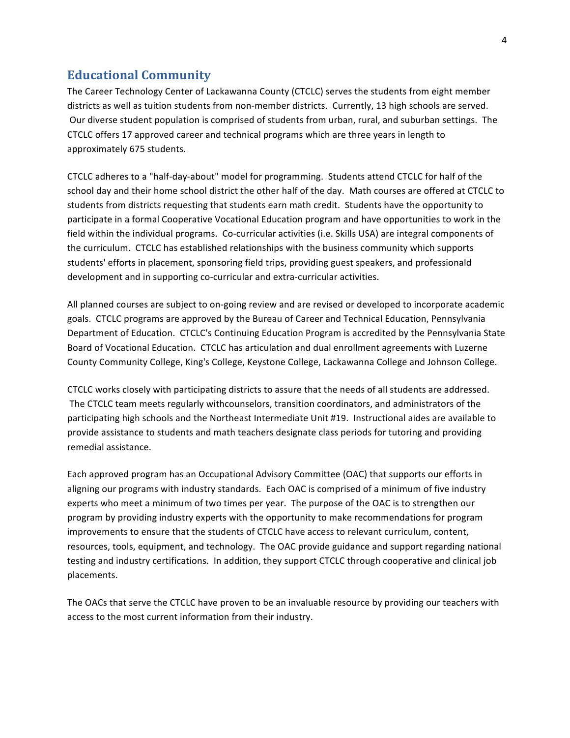## Educational Community

The Career Technology Center of Lackawanna County (CTCLC) serves the students from eight member districts as well as tuition students from non-member districts. Currently, 13 high schools are served. Our diverse student population is comprised of students from urban, rural, and suburban settings. The CTCLC offers 17 approved career and technical programs which are three years in length to approximately 675 students.

CTCLC adheres to a "half-day-about" model for programming. Students attend CTCLC for half of the school day and their home school district the other half of the day. Math courses are offered at CTCLC to students from districts requesting that students earn math credit. Students have the opportunity to participate in a formal Cooperative Vocational Education program and have opportunities to work in the field within the individual programs. Co-curricular activities (i.e. Skills USA) are integral components of the curriculum. CTCLC has established relationships with the business community which supports students' efforts in placement, sponsoring field trips, providing guest speakers, and professionald development and in supporting co-curricular and extra-curricular activities.

All planned courses are subject to on-going review and are revised or developed to incorporate academic goals. CTCLC programs are approved by the Bureau of Career and Technical Education, Pennsylvania Department of Education. CTCLC's Continuing Education Program is accredited by the Pennsylvania State Board of Vocational Education. CTCLC has articulation and dual enrollment agreements with Luzerne County Community College, King's College, Keystone College, Lackawanna College and Johnson College.

CTCLC works closely with participating districts to assure that the needs of all students are addressed. The CTCLC team meets regularly withcounselors, transition coordinators, and administrators of the participating high schools and the Northeast Intermediate Unit #19. Instructional aides are available to provide assistance to students and math teachers designate class periods for tutoring and providing remedial assistance.

Each approved program has an Occupational Advisory Committee (OAC) that supports our efforts in aligning our programs with industry standards. Each OAC is comprised of a minimum of five industry experts who meet a minimum of two times per year. The purpose of the OAC is to strengthen our program by providing industry experts with the opportunity to make recommendations for program improvements to ensure that the students of CTCLC have access to relevant curriculum, content, resources, tools, equipment, and technology. The OAC provide guidance and support regarding national testing and industry certifications. In addition, they support CTCLC through cooperative and clinical job placements.

The OACs that serve the CTCLC have proven to be an invaluable resource by providing our teachers with access to the most current information from their industry.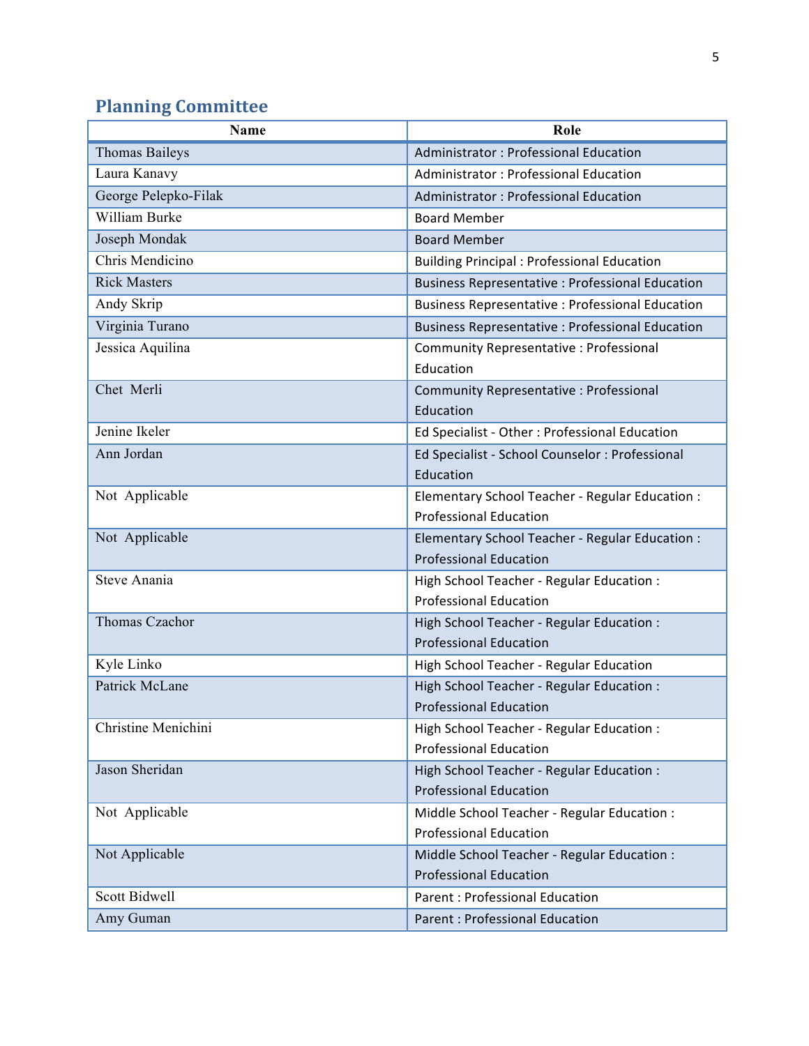## Planning Committee

| Name | Role |
|---|---|
| Thomas Baileys | Administrator : Professional Education |
| Laura Kanavy | Administrator : Professional Education |
| George Pelepko-Filak | Administrator : Professional Education |
| William Burke | Board Member |
| Joseph Mondak | Board Member |
| Chris Mendicino | Building Principal : Professional Education |
| Rick Masters | Business Representative : Professional Education |
| Andy Skrip | Business Representative : Professional Education |
| Virginia Turano | Business Representative : Professional Education |
| Jessica Aquilina | Community Representative : Professional Education |
| Chet Merli | Community Representative : Professional Education |
| Jenine Ikeler | Ed Specialist - Other : Professional Education |
| Ann Jordan | Ed Specialist - School Counselor : Professional Education |
| Not Applicable | Elementary School Teacher - Regular Education : Professional Education |
| Not Applicable | Elementary School Teacher - Regular Education : Professional Education |
| Steve Anania | High School Teacher - Regular Education : Professional Education |
| Thomas Czachor | High School Teacher - Regular Education : Professional Education |
| Kyle Linko | High School Teacher - Regular Education |
| Patrick McLane | High School Teacher - Regular Education : Professional Education |
| Christine Menichini | High School Teacher - Regular Education : Professional Education |
| Jason Sheridan | High School Teacher - Regular Education : Professional Education |
| Not Applicable | Middle School Teacher - Regular Education : Professional Education |
| Not Applicable | Middle School Teacher - Regular Education : Professional Education |
| Scott Bidwell | Parent : Professional Education |
| Amy Guman | Parent : Professional Education |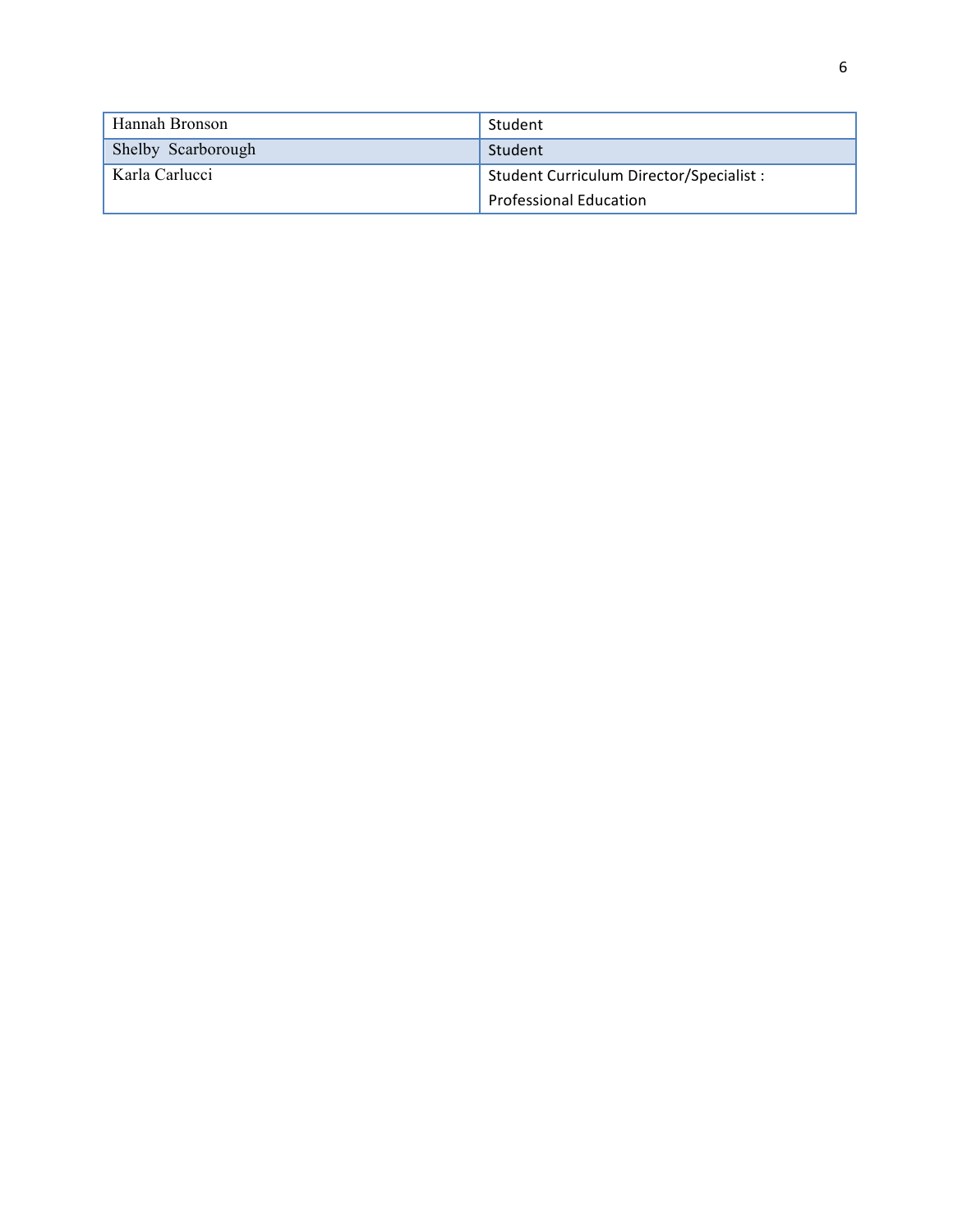| | |
|---|---|
| Hannah Bronson | Student |
| Shelby Scarborough | Student |
| Karla Carlucci | Student Curriculum Director/Specialist : Professional Education |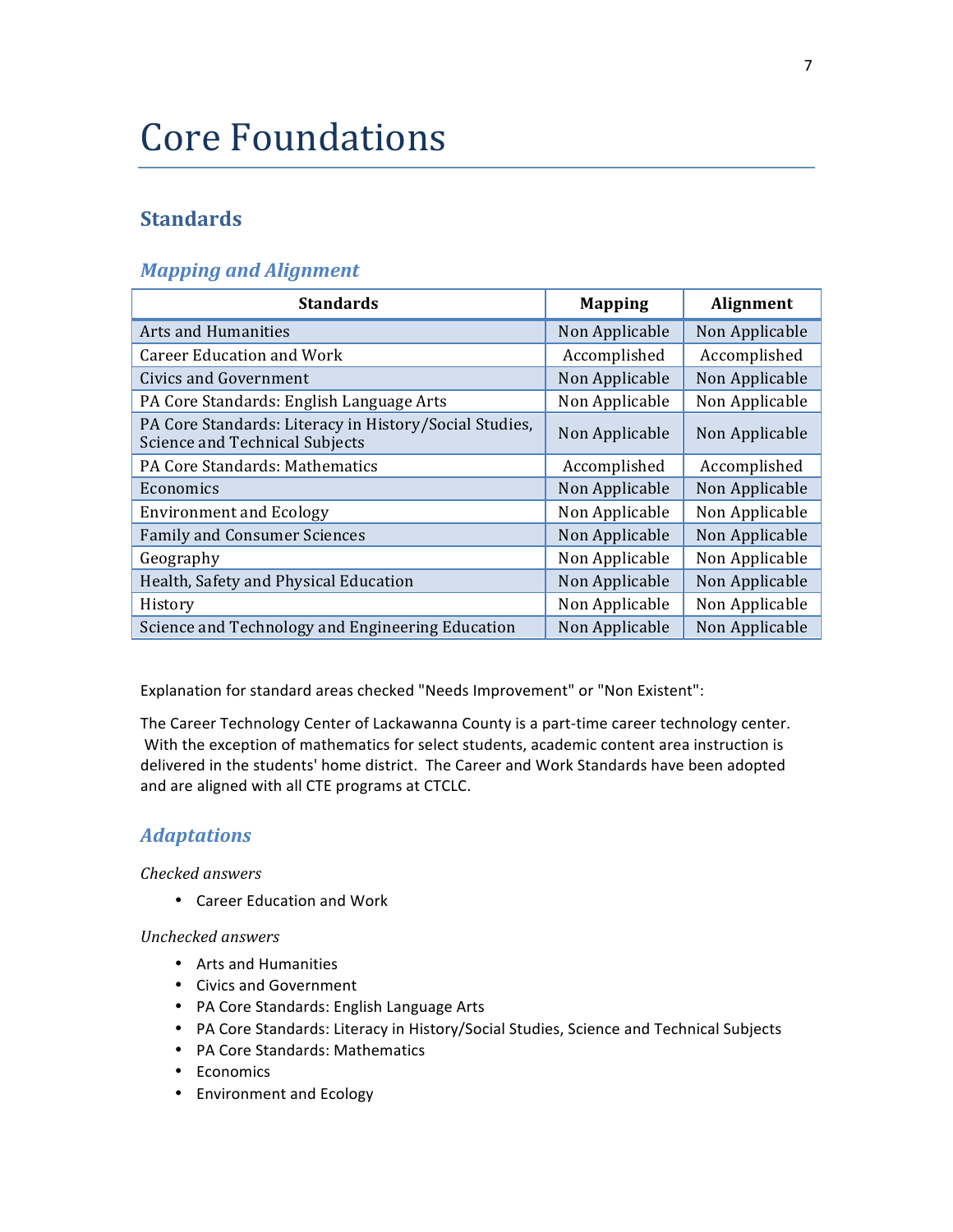# Core Foundations

## Standards

### *Mapping and Alignment*

| Standards | Mapping | Alignment |
| --- | --- | --- |
| Arts and Humanities | Non Applicable | Non Applicable |
| Career Education and Work | Accomplished | Accomplished |
| Civics and Government | Non Applicable | Non Applicable |
| PA Core Standards: English Language Arts | Non Applicable | Non Applicable |
| PA Core Standards: Literacy in History/Social Studies, Science and Technical Subjects | Non Applicable | Non Applicable |
| PA Core Standards: Mathematics | Accomplished | Accomplished |
| Economics | Non Applicable | Non Applicable |
| Environment and Ecology | Non Applicable | Non Applicable |
| Family and Consumer Sciences | Non Applicable | Non Applicable |
| Geography | Non Applicable | Non Applicable |
| Health, Safety and Physical Education | Non Applicable | Non Applicable |
| History | Non Applicable | Non Applicable |
| Science and Technology and Engineering Education | Non Applicable | Non Applicable |

Explanation for standard areas checked "Needs Improvement" or "Non Existent":

The Career Technology Center of Lackawanna County is a part-time career technology center. With the exception of mathematics for select students, academic content area instruction is delivered in the students' home district. The Career and Work Standards have been adopted and are aligned with all CTE programs at CTCLC.

### *Adaptations*

*Checked answers*

- Career Education and Work

*Unchecked answers*

- Arts and Humanities
- Civics and Government
- PA Core Standards: English Language Arts
- PA Core Standards: Literacy in History/Social Studies, Science and Technical Subjects
- PA Core Standards: Mathematics
- Economics
- Environment and Ecology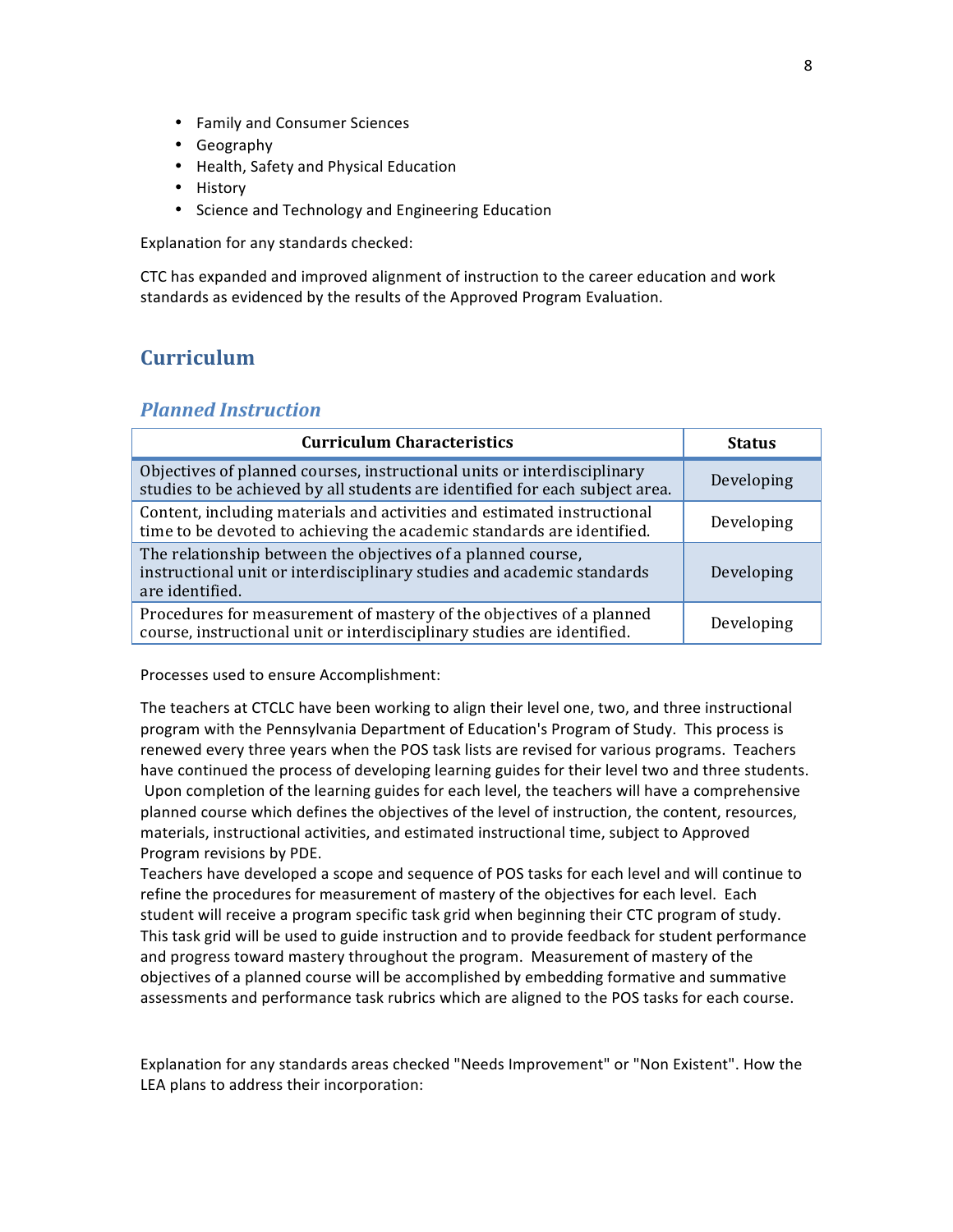- Family and Consumer Sciences
- Geography
- Health, Safety and Physical Education
- History
- Science and Technology and Engineering Education

Explanation for any standards checked:

CTC has expanded and improved alignment of instruction to the career education and work standards as evidenced by the results of the Approved Program Evaluation.

## Curriculum

### *Planned Instruction*

| Curriculum Characteristics | Status |
|---|---|
| Objectives of planned courses, instructional units or interdisciplinary studies to be achieved by all students are identified for each subject area. | Developing |
| Content, including materials and activities and estimated instructional time to be devoted to achieving the academic standards are identified. | Developing |
| The relationship between the objectives of a planned course, instructional unit or interdisciplinary studies and academic standards are identified. | Developing |
| Procedures for measurement of mastery of the objectives of a planned course, instructional unit or interdisciplinary studies are identified. | Developing |

Processes used to ensure Accomplishment:

The teachers at CTCLC have been working to align their level one, two, and three instructional program with the Pennsylvania Department of Education's Program of Study. This process is renewed every three years when the POS task lists are revised for various programs. Teachers have continued the process of developing learning guides for their level two and three students. Upon completion of the learning guides for each level, the teachers will have a comprehensive planned course which defines the objectives of the level of instruction, the content, resources, materials, instructional activities, and estimated instructional time, subject to Approved Program revisions by PDE.
Teachers have developed a scope and sequence of POS tasks for each level and will continue to refine the procedures for measurement of mastery of the objectives for each level. Each student will receive a program specific task grid when beginning their CTC program of study. This task grid will be used to guide instruction and to provide feedback for student performance and progress toward mastery throughout the program. Measurement of mastery of the objectives of a planned course will be accomplished by embedding formative and summative assessments and performance task rubrics which are aligned to the POS tasks for each course.

Explanation for any standards areas checked "Needs Improvement" or "Non Existent". How the LEA plans to address their incorporation: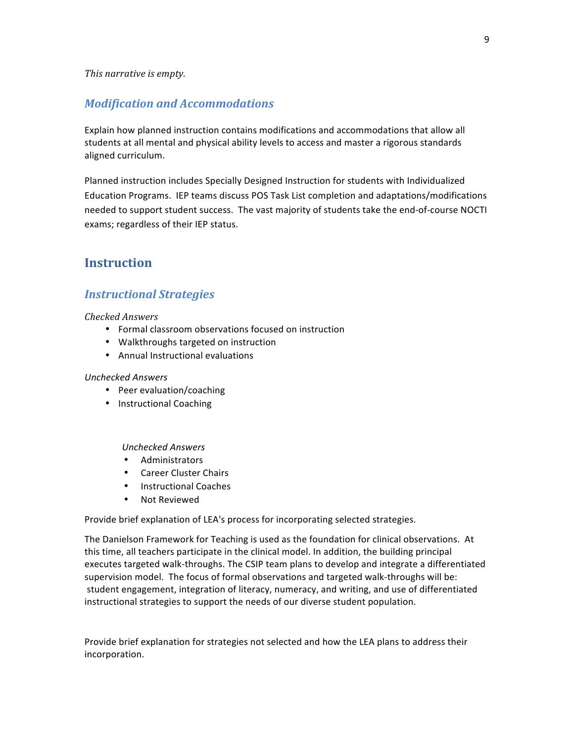*This narrative is empty.*

### *Modification and Accommodations*

Explain how planned instruction contains modifications and accommodations that allow all students at all mental and physical ability levels to access and master a rigorous standards aligned curriculum.

Planned instruction includes Specially Designed Instruction for students with Individualized Education Programs. IEP teams discuss POS Task List completion and adaptations/modifications needed to support student success. The vast majority of students take the end-of-course NOCTI exams; regardless of their IEP status.

## Instruction

### *Instructional Strategies*

*Checked Answers*

- Formal classroom observations focused on instruction
- Walkthroughs targeted on instruction
- Annual Instructional evaluations

*Unchecked Answers*

- Peer evaluation/coaching
- Instructional Coaching

*Unchecked Answers*

- Administrators
- Career Cluster Chairs
- Instructional Coaches
- Not Reviewed

Provide brief explanation of LEA's process for incorporating selected strategies.

The Danielson Framework for Teaching is used as the foundation for clinical observations. At this time, all teachers participate in the clinical model. In addition, the building principal executes targeted walk-throughs. The CSIP team plans to develop and integrate a differentiated supervision model. The focus of formal observations and targeted walk-throughs will be: student engagement, integration of literacy, numeracy, and writing, and use of differentiated instructional strategies to support the needs of our diverse student population.

Provide brief explanation for strategies not selected and how the LEA plans to address their incorporation.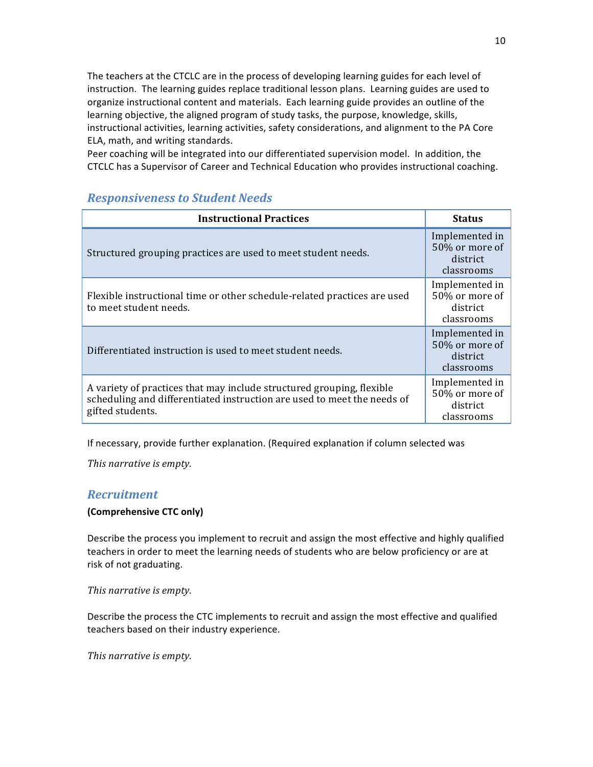The teachers at the CTCLC are in the process of developing learning guides for each level of instruction. The learning guides replace traditional lesson plans. Learning guides are used to organize instructional content and materials. Each learning guide provides an outline of the learning objective, the aligned program of study tasks, the purpose, knowledge, skills, instructional activities, learning activities, safety considerations, and alignment to the PA Core ELA, math, and writing standards.

Peer coaching will be integrated into our differentiated supervision model. In addition, the CTCLC has a Supervisor of Career and Technical Education who provides instructional coaching.

## *Responsiveness to Student Needs*

| Instructional Practices | Status |
|---|---|
| Structured grouping practices are used to meet student needs. | Implemented in 50% or more of district classrooms |
| Flexible instructional time or other schedule-related practices are used to meet student needs. | Implemented in 50% or more of district classrooms |
| Differentiated instruction is used to meet student needs. | Implemented in 50% or more of district classrooms |
| A variety of practices that may include structured grouping, flexible scheduling and differentiated instruction are used to meet the needs of gifted students. | Implemented in 50% or more of district classrooms |

If necessary, provide further explanation. (Required explanation if column selected was

*This narrative is empty.*

## *Recruitment*

**(Comprehensive CTC only)**

Describe the process you implement to recruit and assign the most effective and highly qualified teachers in order to meet the learning needs of students who are below proficiency or are at risk of not graduating.

*This narrative is empty.*

Describe the process the CTC implements to recruit and assign the most effective and qualified teachers based on their industry experience.

*This narrative is empty.*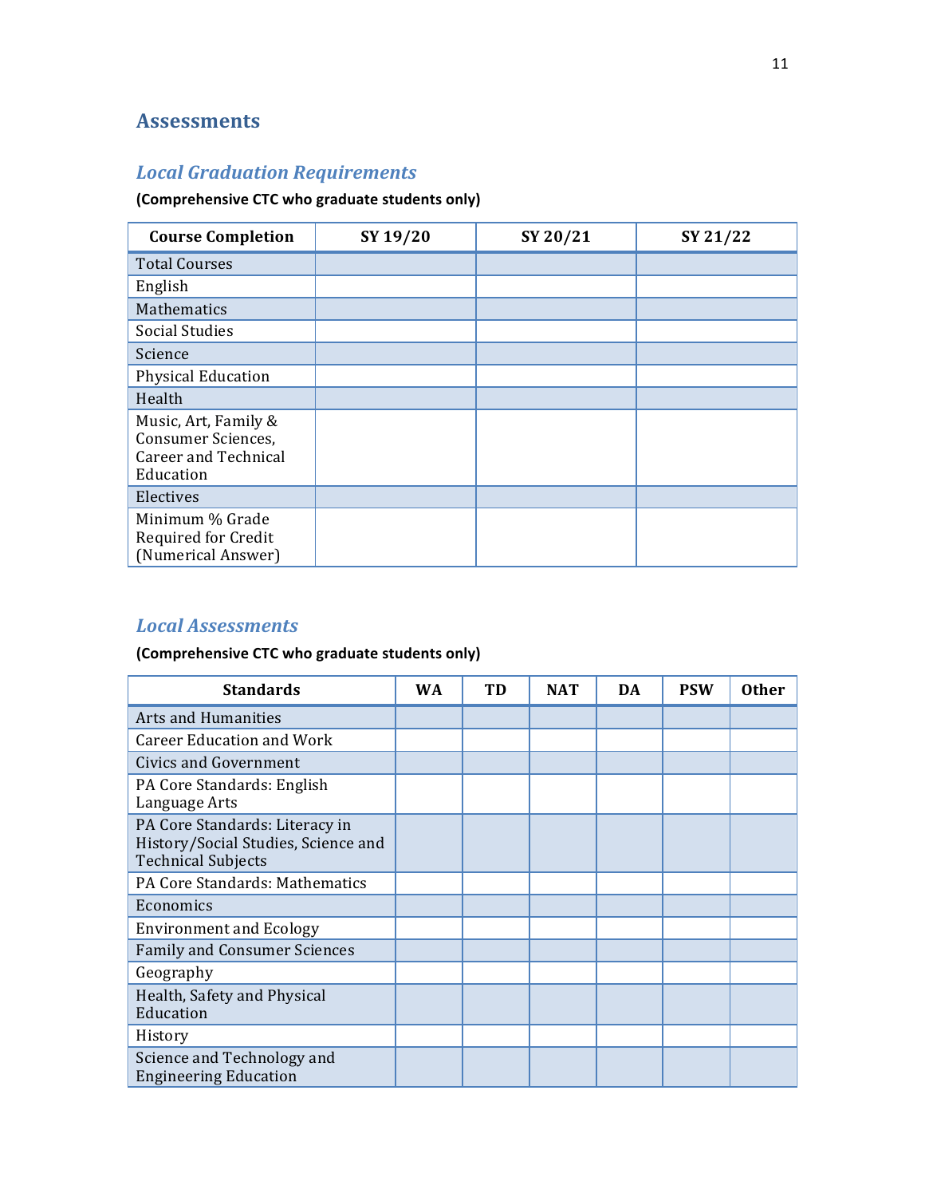## Assessments

### *Local Graduation Requirements*

**(Comprehensive CTC who graduate students only)**

| Course Completion | SY 19/20 | SY 20/21 | SY 21/22 |
|---|---|---|---|
| Total Courses | | | |
| English | | | |
| Mathematics | | | |
| Social Studies | | | |
| Science | | | |
| Physical Education | | | |
| Health | | | |
| Music, Art, Family & Consumer Sciences, Career and Technical Education | | | |
| Electives | | | |
| Minimum % Grade Required for Credit (Numerical Answer) | | | |

### *Local Assessments*

**(Comprehensive CTC who graduate students only)**

| Standards | WA | TD | NAT | DA | PSW | Other |
|---|---|---|---|---|---|---|
| Arts and Humanities | | | | | | |
| Career Education and Work | | | | | | |
| Civics and Government | | | | | | |
| PA Core Standards: English Language Arts | | | | | | |
| PA Core Standards: Literacy in History/Social Studies, Science and Technical Subjects | | | | | | |
| PA Core Standards: Mathematics | | | | | | |
| Economics | | | | | | |
| Environment and Ecology | | | | | | |
| Family and Consumer Sciences | | | | | | |
| Geography | | | | | | |
| Health, Safety and Physical Education | | | | | | |
| History | | | | | | |
| Science and Technology and Engineering Education | | | | | | |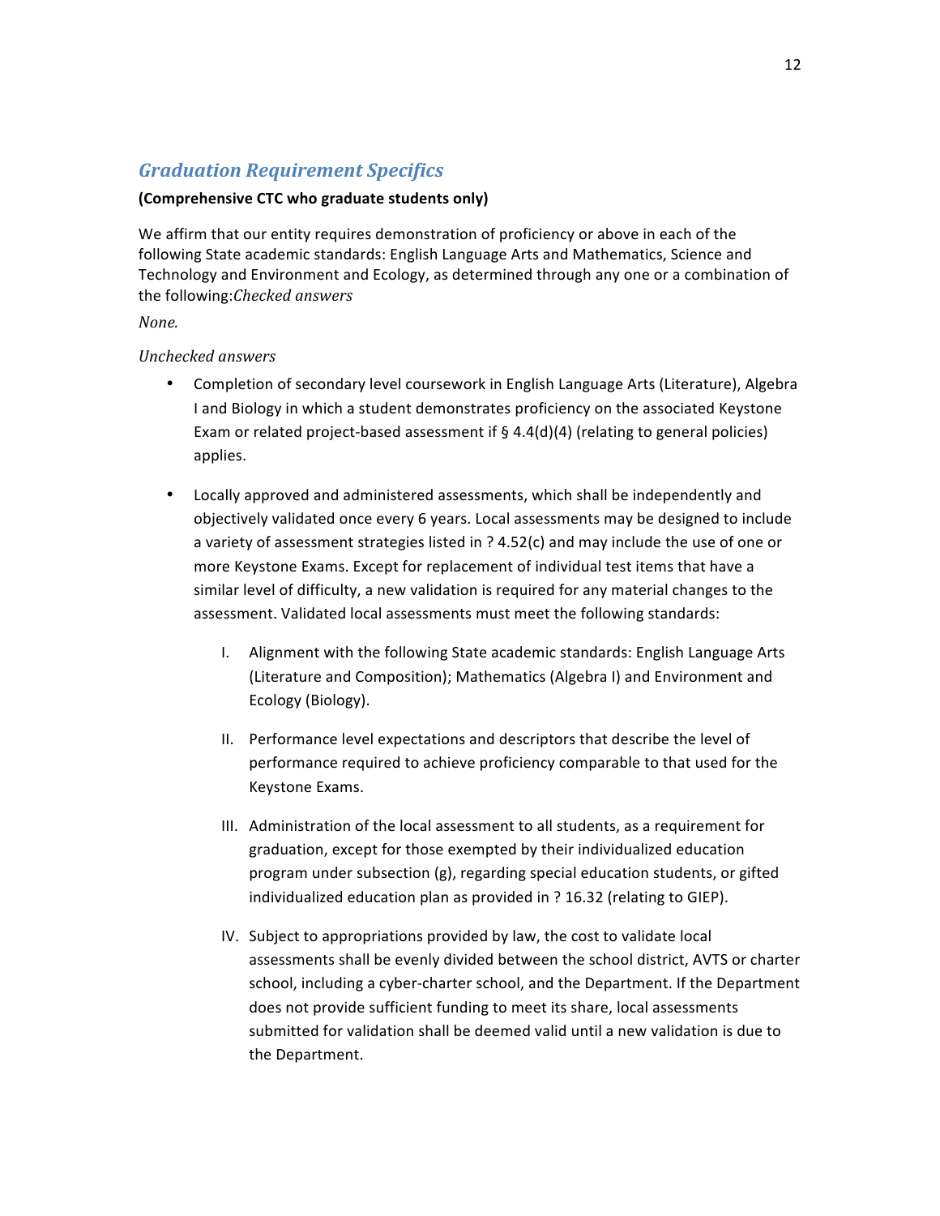## *Graduation Requirement Specifics*

**(Comprehensive CTC who graduate students only)**

We affirm that our entity requires demonstration of proficiency or above in each of the following State academic standards: English Language Arts and Mathematics, Science and Technology and Environment and Ecology, as determined through any one or a combination of the following:*Checked answers*

*None.*

*Unchecked answers*

- Completion of secondary level coursework in English Language Arts (Literature), Algebra I and Biology in which a student demonstrates proficiency on the associated Keystone Exam or related project-based assessment if § 4.4(d)(4) (relating to general policies) applies.
- Locally approved and administered assessments, which shall be independently and objectively validated once every 6 years. Local assessments may be designed to include a variety of assessment strategies listed in ? 4.52(c) and may include the use of one or more Keystone Exams. Except for replacement of individual test items that have a similar level of difficulty, a new validation is required for any material changes to the assessment. Validated local assessments must meet the following standards:

    I. Alignment with the following State academic standards: English Language Arts (Literature and Composition); Mathematics (Algebra I) and Environment and Ecology (Biology).

    II. Performance level expectations and descriptors that describe the level of performance required to achieve proficiency comparable to that used for the Keystone Exams.

    III. Administration of the local assessment to all students, as a requirement for graduation, except for those exempted by their individualized education program under subsection (g), regarding special education students, or gifted individualized education plan as provided in ? 16.32 (relating to GIEP).

    IV. Subject to appropriations provided by law, the cost to validate local assessments shall be evenly divided between the school district, AVTS or charter school, including a cyber-charter school, and the Department. If the Department does not provide sufficient funding to meet its share, local assessments submitted for validation shall be deemed valid until a new validation is due to the Department.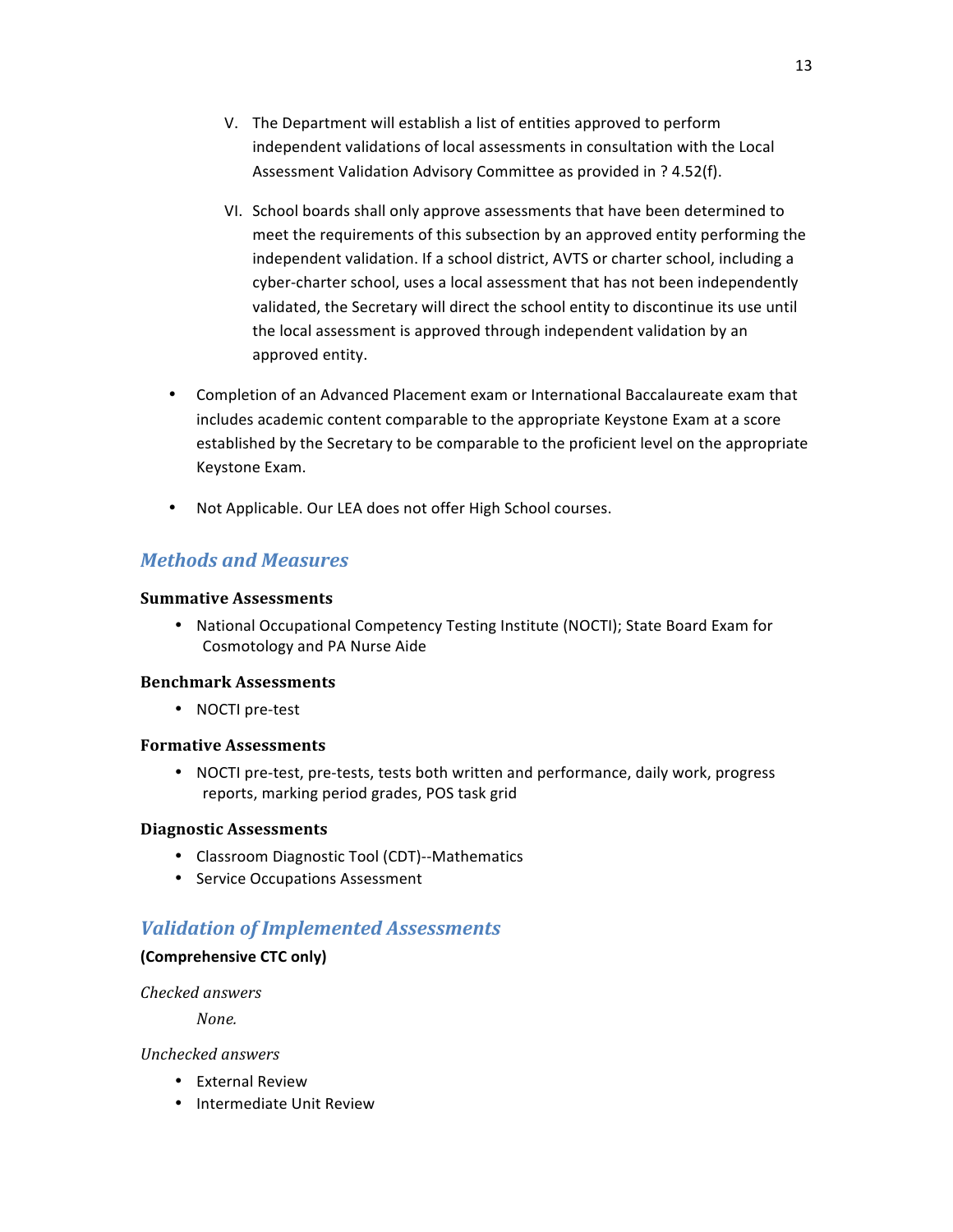V. The Department will establish a list of entities approved to perform independent validations of local assessments in consultation with the Local Assessment Validation Advisory Committee as provided in ? 4.52(f).

VI. School boards shall only approve assessments that have been determined to meet the requirements of this subsection by an approved entity performing the independent validation. If a school district, AVTS or charter school, including a cyber-charter school, uses a local assessment that has not been independently validated, the Secretary will direct the school entity to discontinue its use until the local assessment is approved through independent validation by an approved entity.

- Completion of an Advanced Placement exam or International Baccalaureate exam that includes academic content comparable to the appropriate Keystone Exam at a score established by the Secretary to be comparable to the proficient level on the appropriate Keystone Exam.
- Not Applicable. Our LEA does not offer High School courses.

## *Methods and Measures*

### Summative Assessments

- National Occupational Competency Testing Institute (NOCTI); State Board Exam for Cosmotology and PA Nurse Aide

### Benchmark Assessments

- NOCTI pre-test

### Formative Assessments

- NOCTI pre-test, pre-tests, tests both written and performance, daily work, progress reports, marking period grades, POS task grid

### Diagnostic Assessments

- Classroom Diagnostic Tool (CDT)--Mathematics
- Service Occupations Assessment

## *Validation of Implemented Assessments*

**(Comprehensive CTC only)**

*Checked answers*

*None.*

*Unchecked answers*

- External Review
- Intermediate Unit Review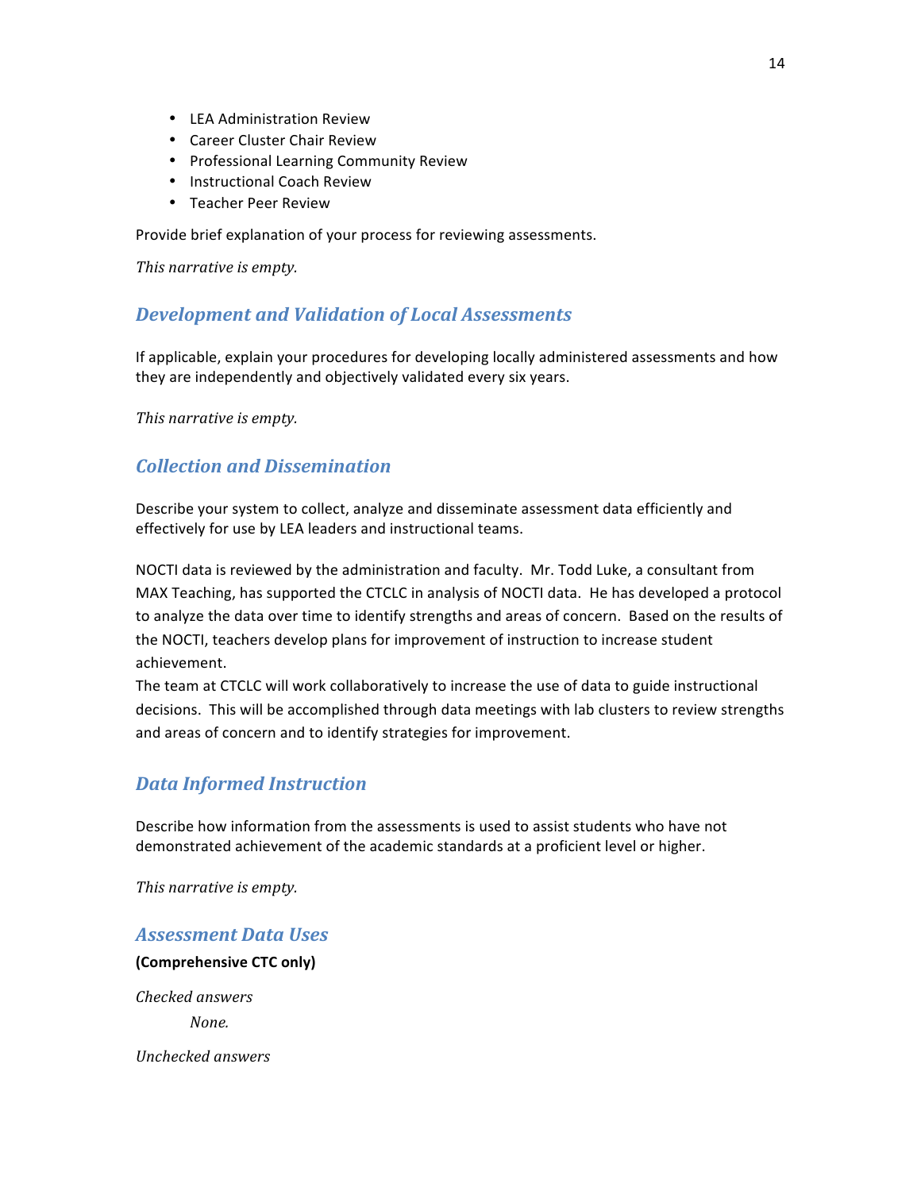- LEA Administration Review
- Career Cluster Chair Review
- Professional Learning Community Review
- Instructional Coach Review
- Teacher Peer Review

Provide brief explanation of your process for reviewing assessments.

*This narrative is empty.*

## Development and Validation of Local Assessments

If applicable, explain your procedures for developing locally administered assessments and how they are independently and objectively validated every six years.

*This narrative is empty.*

## Collection and Dissemination

Describe your system to collect, analyze and disseminate assessment data efficiently and effectively for use by LEA leaders and instructional teams.

NOCTI data is reviewed by the administration and faculty. Mr. Todd Luke, a consultant from MAX Teaching, has supported the CTCLC in analysis of NOCTI data. He has developed a protocol to analyze the data over time to identify strengths and areas of concern. Based on the results of the NOCTI, teachers develop plans for improvement of instruction to increase student achievement.

The team at CTCLC will work collaboratively to increase the use of data to guide instructional decisions. This will be accomplished through data meetings with lab clusters to review strengths and areas of concern and to identify strategies for improvement.

## Data Informed Instruction

Describe how information from the assessments is used to assist students who have not demonstrated achievement of the academic standards at a proficient level or higher.

*This narrative is empty.*

## Assessment Data Uses

**(Comprehensive CTC only)**

*Checked answers*

*None.*

*Unchecked answers*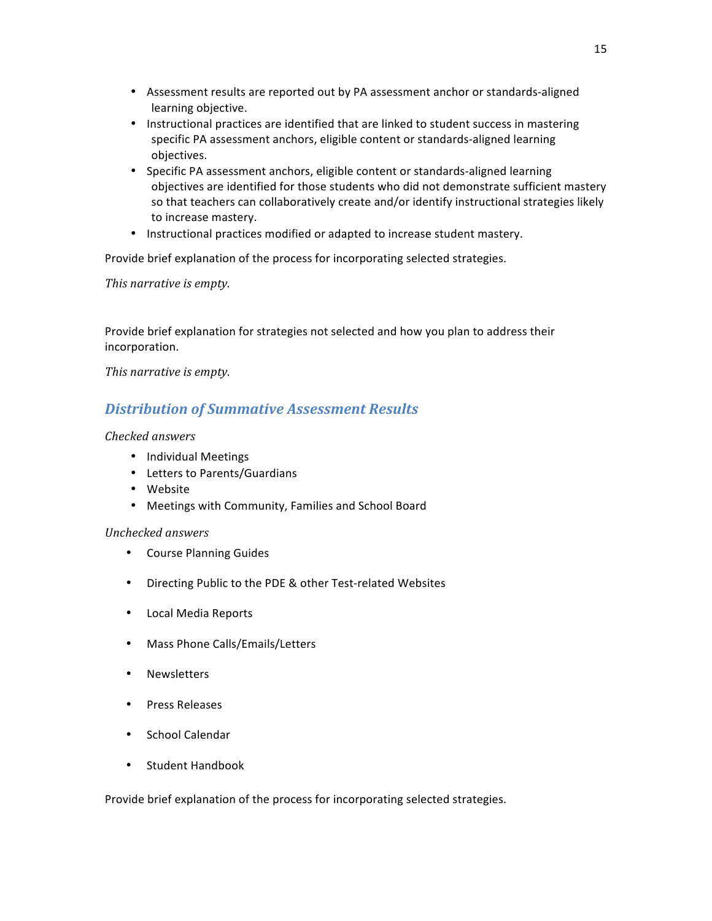- Assessment results are reported out by PA assessment anchor or standards-aligned learning objective.
- Instructional practices are identified that are linked to student success in mastering specific PA assessment anchors, eligible content or standards-aligned learning objectives.
- Specific PA assessment anchors, eligible content or standards-aligned learning objectives are identified for those students who did not demonstrate sufficient mastery so that teachers can collaboratively create and/or identify instructional strategies likely to increase mastery.
- Instructional practices modified or adapted to increase student mastery.

Provide brief explanation of the process for incorporating selected strategies.

*This narrative is empty.*

Provide brief explanation for strategies not selected and how you plan to address their incorporation.

*This narrative is empty.*

## Distribution of Summative Assessment Results

*Checked answers*

- Individual Meetings
- Letters to Parents/Guardians
- Website
- Meetings with Community, Families and School Board

*Unchecked answers*

- Course Planning Guides
- Directing Public to the PDE & other Test-related Websites
- Local Media Reports
- Mass Phone Calls/Emails/Letters
- Newsletters
- Press Releases
- School Calendar
- Student Handbook

Provide brief explanation of the process for incorporating selected strategies.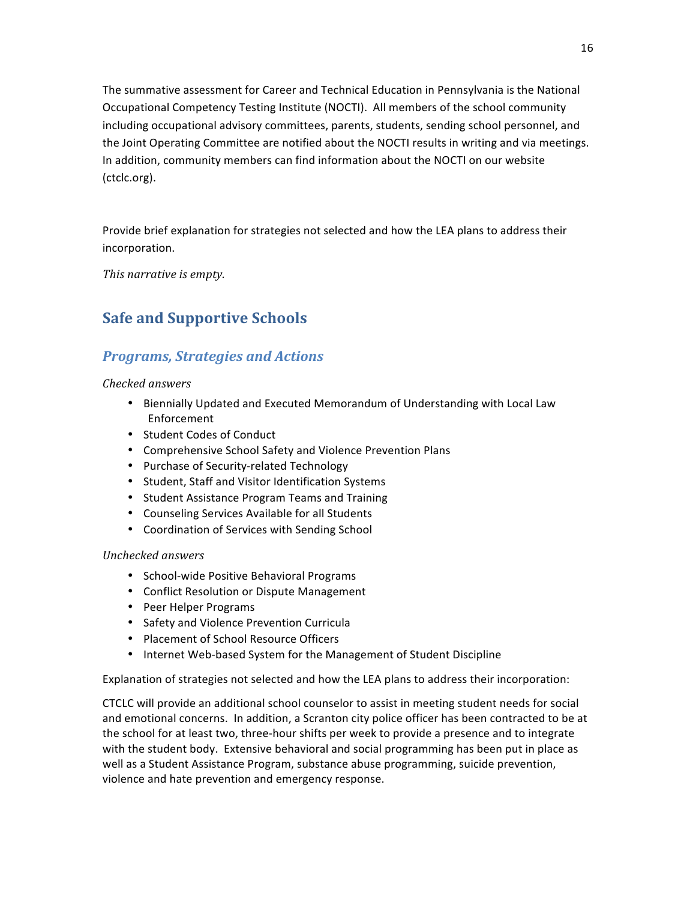The summative assessment for Career and Technical Education in Pennsylvania is the National Occupational Competency Testing Institute (NOCTI). All members of the school community including occupational advisory committees, parents, students, sending school personnel, and the Joint Operating Committee are notified about the NOCTI results in writing and via meetings. In addition, community members can find information about the NOCTI on our website (ctclc.org).

Provide brief explanation for strategies not selected and how the LEA plans to address their incorporation.

*This narrative is empty.*

## Safe and Supportive Schools

### *Programs, Strategies and Actions*

*Checked answers*

- Biennially Updated and Executed Memorandum of Understanding with Local Law Enforcement
- Student Codes of Conduct
- Comprehensive School Safety and Violence Prevention Plans
- Purchase of Security-related Technology
- Student, Staff and Visitor Identification Systems
- Student Assistance Program Teams and Training
- Counseling Services Available for all Students
- Coordination of Services with Sending School

*Unchecked answers*

- School-wide Positive Behavioral Programs
- Conflict Resolution or Dispute Management
- Peer Helper Programs
- Safety and Violence Prevention Curricula
- Placement of School Resource Officers
- Internet Web-based System for the Management of Student Discipline

Explanation of strategies not selected and how the LEA plans to address their incorporation:

CTCLC will provide an additional school counselor to assist in meeting student needs for social and emotional concerns. In addition, a Scranton city police officer has been contracted to be at the school for at least two, three-hour shifts per week to provide a presence and to integrate with the student body. Extensive behavioral and social programming has been put in place as well as a Student Assistance Program, substance abuse programming, suicide prevention, violence and hate prevention and emergency response.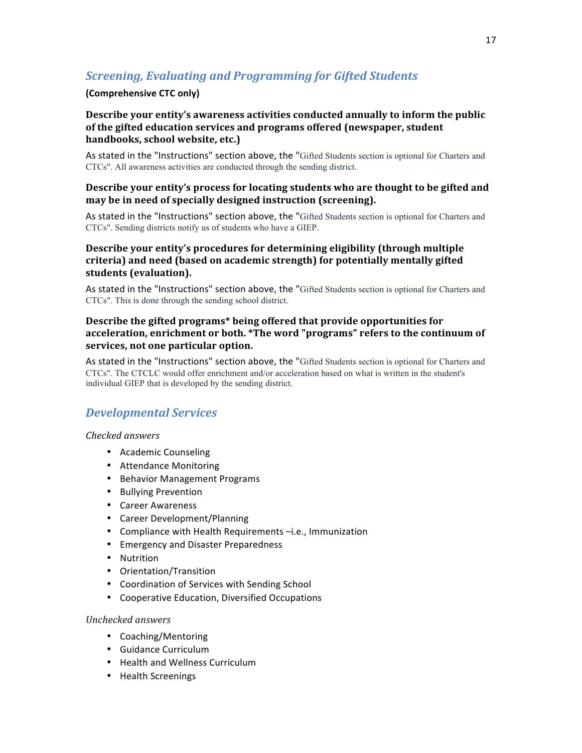## *Screening, Evaluating and Programming for Gifted Students*

**(Comprehensive CTC only)**

**Describe your entity's awareness activities conducted annually to inform the public of the gifted education services and programs offered (newspaper, student handbooks, school website, etc.)**

As stated in the "Instructions" section above, the "Gifted Students section is optional for Charters and CTCs". All awareness activities are conducted through the sending district.

**Describe your entity's process for locating students who are thought to be gifted and may be in need of specially designed instruction (screening).**

As stated in the "Instructions" section above, the "Gifted Students section is optional for Charters and CTCs". Sending districts notify us of students who have a GIEP.

**Describe your entity's procedures for determining eligibility (through multiple criteria) and need (based on academic strength) for potentially mentally gifted students (evaluation).**

As stated in the "Instructions" section above, the "Gifted Students section is optional for Charters and CTCs". This is done through the sending school district.

**Describe the gifted programs* being offered that provide opportunities for acceleration, enrichment or both. *The word "programs" refers to the continuum of services, not one particular option.**

As stated in the "Instructions" section above, the "Gifted Students section is optional for Charters and CTCs". The CTCLC would offer enrichment and/or acceleration based on what is written in the student's individual GIEP that is developed by the sending district.

## *Developmental Services*

*Checked answers*

- Academic Counseling
- Attendance Monitoring
- Behavior Management Programs
- Bullying Prevention
- Career Awareness
- Career Development/Planning
- Compliance with Health Requirements –i.e., Immunization
- Emergency and Disaster Preparedness
- Nutrition
- Orientation/Transition
- Coordination of Services with Sending School
- Cooperative Education, Diversified Occupations

*Unchecked answers*

- Coaching/Mentoring
- Guidance Curriculum
- Health and Wellness Curriculum
- Health Screenings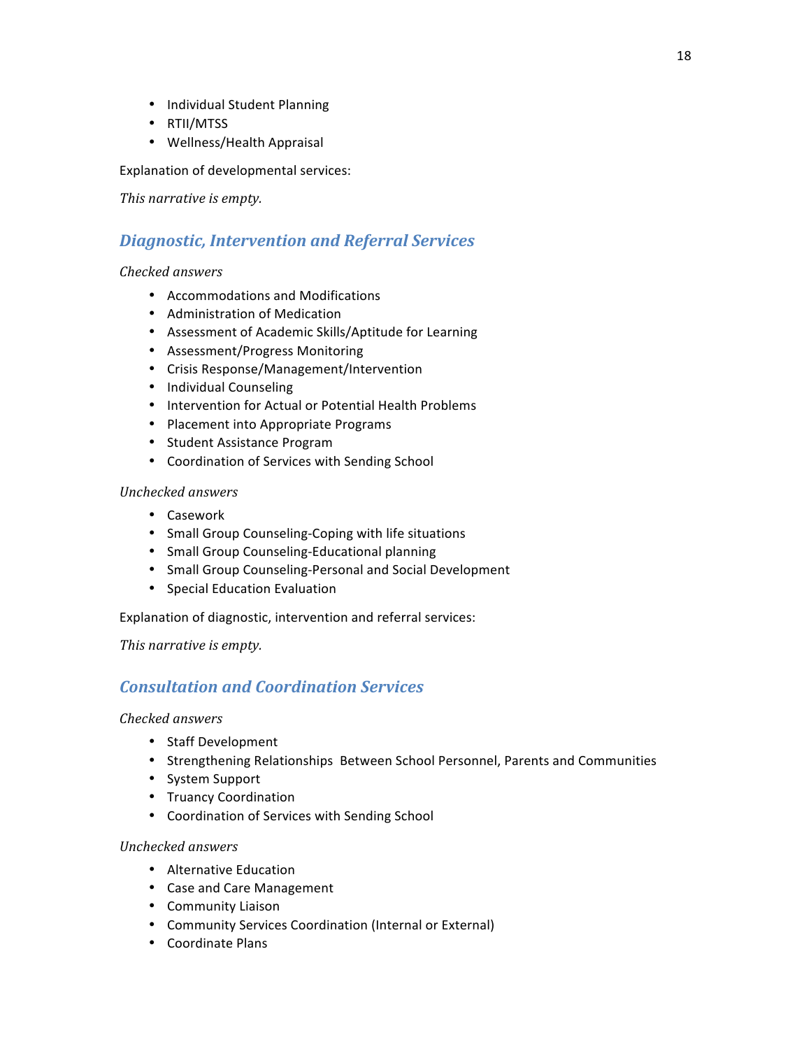- Individual Student Planning
- RTII/MTSS
- Wellness/Health Appraisal

Explanation of developmental services:

*This narrative is empty.*

### *Diagnostic, Intervention and Referral Services*

*Checked answers*

- Accommodations and Modifications
- Administration of Medication
- Assessment of Academic Skills/Aptitude for Learning
- Assessment/Progress Monitoring
- Crisis Response/Management/Intervention
- Individual Counseling
- Intervention for Actual or Potential Health Problems
- Placement into Appropriate Programs
- Student Assistance Program
- Coordination of Services with Sending School

*Unchecked answers*

- Casework
- Small Group Counseling-Coping with life situations
- Small Group Counseling-Educational planning
- Small Group Counseling-Personal and Social Development
- Special Education Evaluation

Explanation of diagnostic, intervention and referral services:

*This narrative is empty.*

### *Consultation and Coordination Services*

*Checked answers*

- Staff Development
- Strengthening Relationships Between School Personnel, Parents and Communities
- System Support
- Truancy Coordination
- Coordination of Services with Sending School

*Unchecked answers*

- Alternative Education
- Case and Care Management
- Community Liaison
- Community Services Coordination (Internal or External)
- Coordinate Plans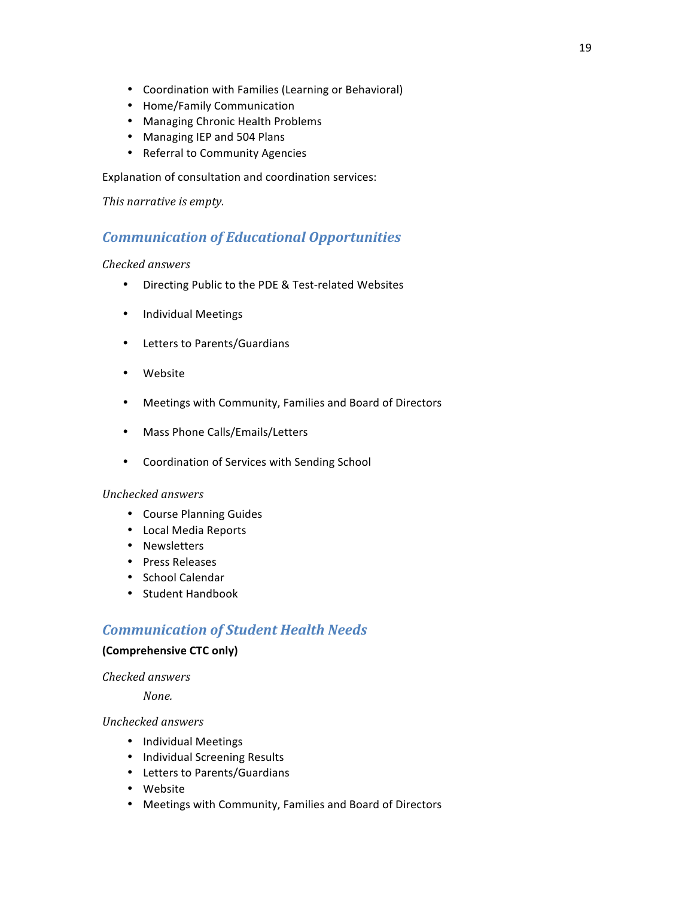- Coordination with Families (Learning or Behavioral)
- Home/Family Communication
- Managing Chronic Health Problems
- Managing IEP and 504 Plans
- Referral to Community Agencies

Explanation of consultation and coordination services:

*This narrative is empty.*

## *Communication of Educational Opportunities*

*Checked answers*

- Directing Public to the PDE & Test-related Websites
- Individual Meetings
- Letters to Parents/Guardians
- Website
- Meetings with Community, Families and Board of Directors
- Mass Phone Calls/Emails/Letters
- Coordination of Services with Sending School

*Unchecked answers*

- Course Planning Guides
- Local Media Reports
- Newsletters
- Press Releases
- School Calendar
- Student Handbook

## *Communication of Student Health Needs*

**(Comprehensive CTC only)**

*Checked answers*

*None.*

*Unchecked answers*

- Individual Meetings
- Individual Screening Results
- Letters to Parents/Guardians
- Website
- Meetings with Community, Families and Board of Directors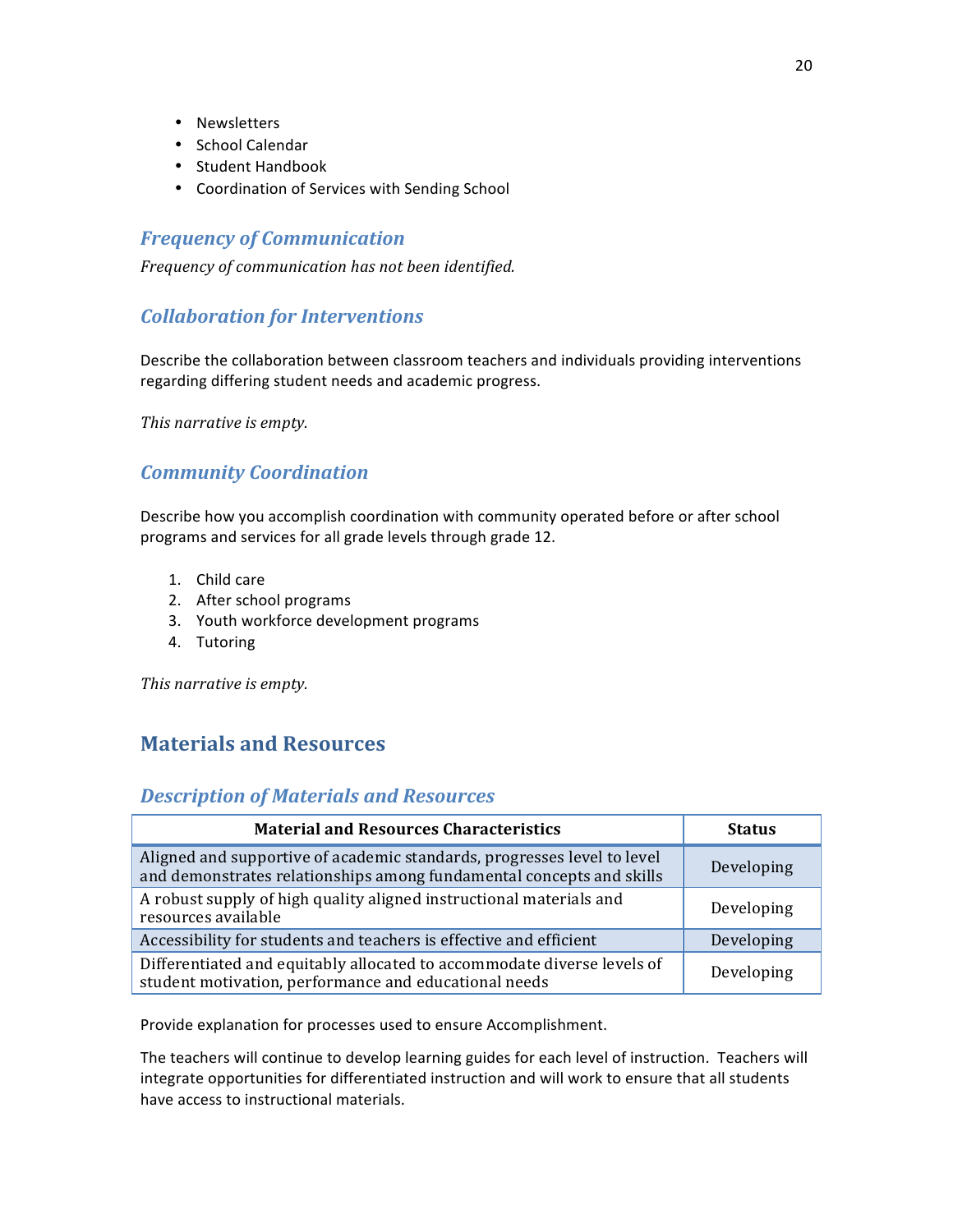- Newsletters
- School Calendar
- Student Handbook
- Coordination of Services with Sending School

### *Frequency of Communication*

*Frequency of communication has not been identified.*

### *Collaboration for Interventions*

Describe the collaboration between classroom teachers and individuals providing interventions regarding differing student needs and academic progress.

*This narrative is empty.*

### *Community Coordination*

Describe how you accomplish coordination with community operated before or after school programs and services for all grade levels through grade 12.

1. Child care
2. After school programs
3. Youth workforce development programs
4. Tutoring

*This narrative is empty.*

## Materials and Resources

### *Description of Materials and Resources*

| Material and Resources Characteristics | Status |
|---|---|
| Aligned and supportive of academic standards, progresses level to level and demonstrates relationships among fundamental concepts and skills | Developing |
| A robust supply of high quality aligned instructional materials and resources available | Developing |
| Accessibility for students and teachers is effective and efficient | Developing |
| Differentiated and equitably allocated to accommodate diverse levels of student motivation, performance and educational needs | Developing |

Provide explanation for processes used to ensure Accomplishment.

The teachers will continue to develop learning guides for each level of instruction. Teachers will integrate opportunities for differentiated instruction and will work to ensure that all students have access to instructional materials.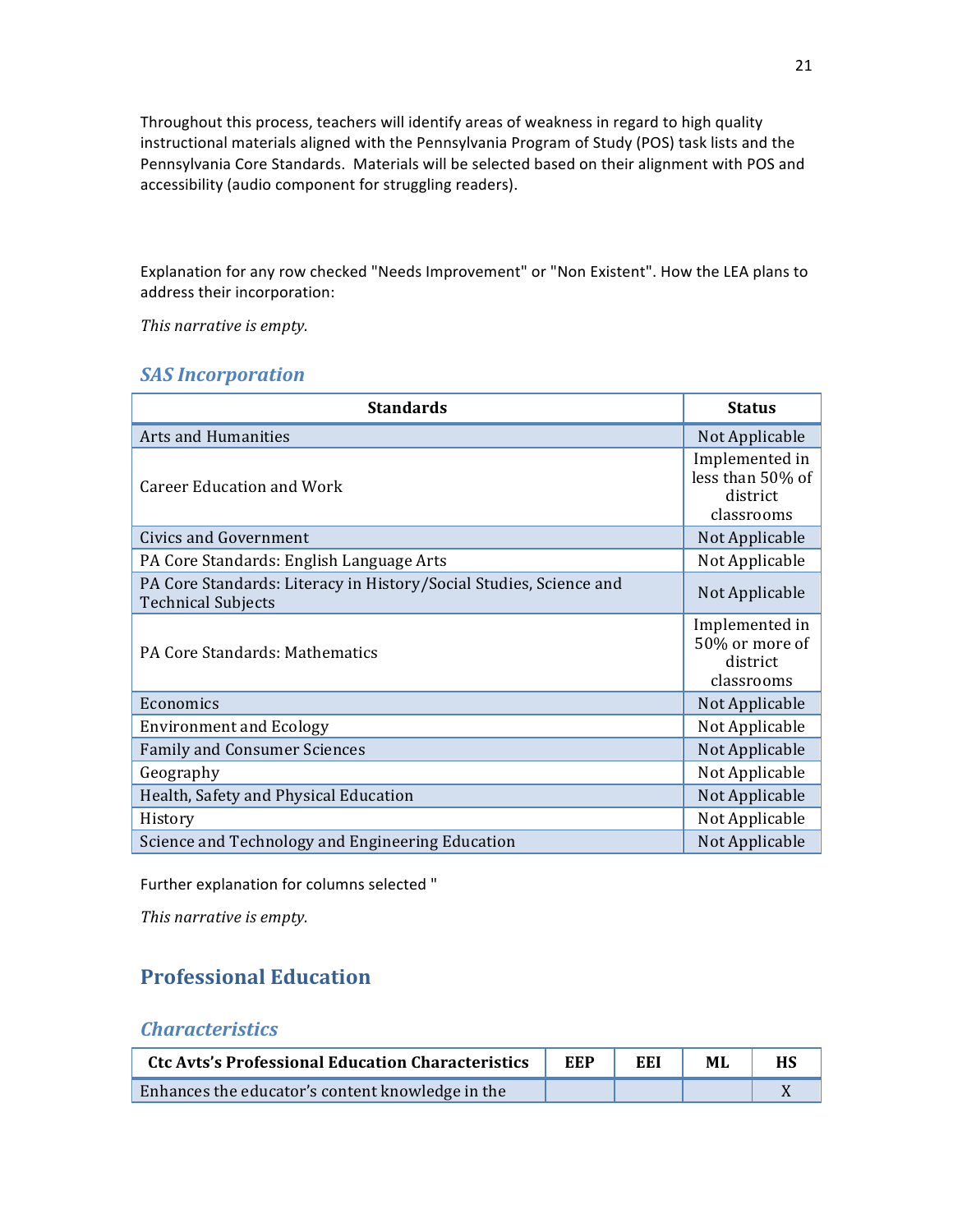Throughout this process, teachers will identify areas of weakness in regard to high quality instructional materials aligned with the Pennsylvania Program of Study (POS) task lists and the Pennsylvania Core Standards. Materials will be selected based on their alignment with POS and accessibility (audio component for struggling readers).

Explanation for any row checked "Needs Improvement" or "Non Existent". How the LEA plans to address their incorporation:

*This narrative is empty.*

### SAS Incorporation

| Standards | Status |
|---|---|
| Arts and Humanities | Not Applicable |
| Career Education and Work | Implemented in less than 50% of district classrooms |
| Civics and Government | Not Applicable |
| PA Core Standards: English Language Arts | Not Applicable |
| PA Core Standards: Literacy in History/Social Studies, Science and Technical Subjects | Not Applicable |
| PA Core Standards: Mathematics | Implemented in 50% or more of district classrooms |
| Economics | Not Applicable |
| Environment and Ecology | Not Applicable |
| Family and Consumer Sciences | Not Applicable |
| Geography | Not Applicable |
| Health, Safety and Physical Education | Not Applicable |
| History | Not Applicable |
| Science and Technology and Engineering Education | Not Applicable |

Further explanation for columns selected "

*This narrative is empty.*

## Professional Education

### Characteristics

| Ctc Avts's Professional Education Characteristics | EEP | EEI | ML | HS |
|---|---|---|---|---|
| Enhances the educator's content knowledge in the | | | | X |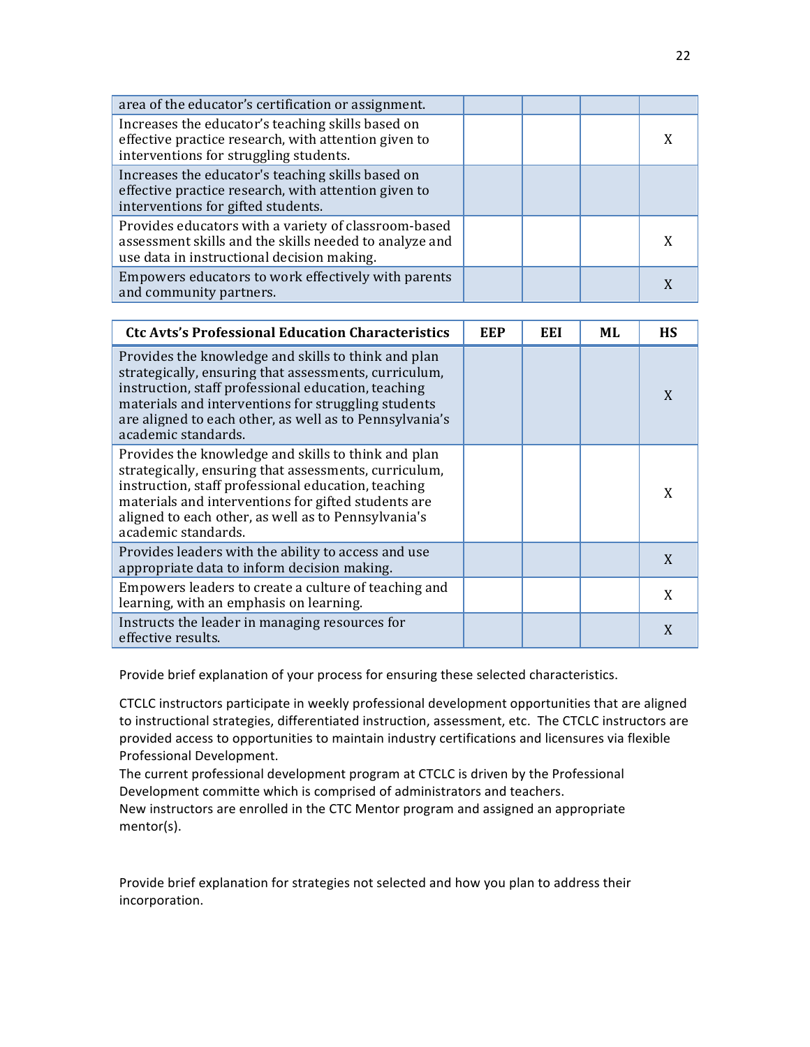| | | | | |
|---|---|---|---|---|
| area of the educator's certification or assignment. | | | | |
| Increases the educator's teaching skills based on effective practice research, with attention given to interventions for struggling students. | | | | X |
| Increases the educator's teaching skills based on effective practice research, with attention given to interventions for gifted students. | | | | |
| Provides educators with a variety of classroom-based assessment skills and the skills needed to analyze and use data in instructional decision making. | | | | X |
| Empowers educators to work effectively with parents and community partners. | | | | X |

| Ctc Avts's Professional Education Characteristics | EEP | EEI | ML | HS |
|---|---|---|---|---|
| Provides the knowledge and skills to think and plan strategically, ensuring that assessments, curriculum, instruction, staff professional education, teaching materials and interventions for struggling students are aligned to each other, as well as to Pennsylvania's academic standards. | | | | X |
| Provides the knowledge and skills to think and plan strategically, ensuring that assessments, curriculum, instruction, staff professional education, teaching materials and interventions for gifted students are aligned to each other, as well as to Pennsylvania's academic standards. | | | | X |
| Provides leaders with the ability to access and use appropriate data to inform decision making. | | | | X |
| Empowers leaders to create a culture of teaching and learning, with an emphasis on learning. | | | | X |
| Instructs the leader in managing resources for effective results. | | | | X |

Provide brief explanation of your process for ensuring these selected characteristics.

CTCLC instructors participate in weekly professional development opportunities that are aligned to instructional strategies, differentiated instruction, assessment, etc. The CTCLC instructors are provided access to opportunities to maintain industry certifications and licensures via flexible Professional Development.
The current professional development program at CTCLC is driven by the Professional Development committe which is comprised of administrators and teachers.
New instructors are enrolled in the CTC Mentor program and assigned an appropriate mentor(s).

Provide brief explanation for strategies not selected and how you plan to address their incorporation.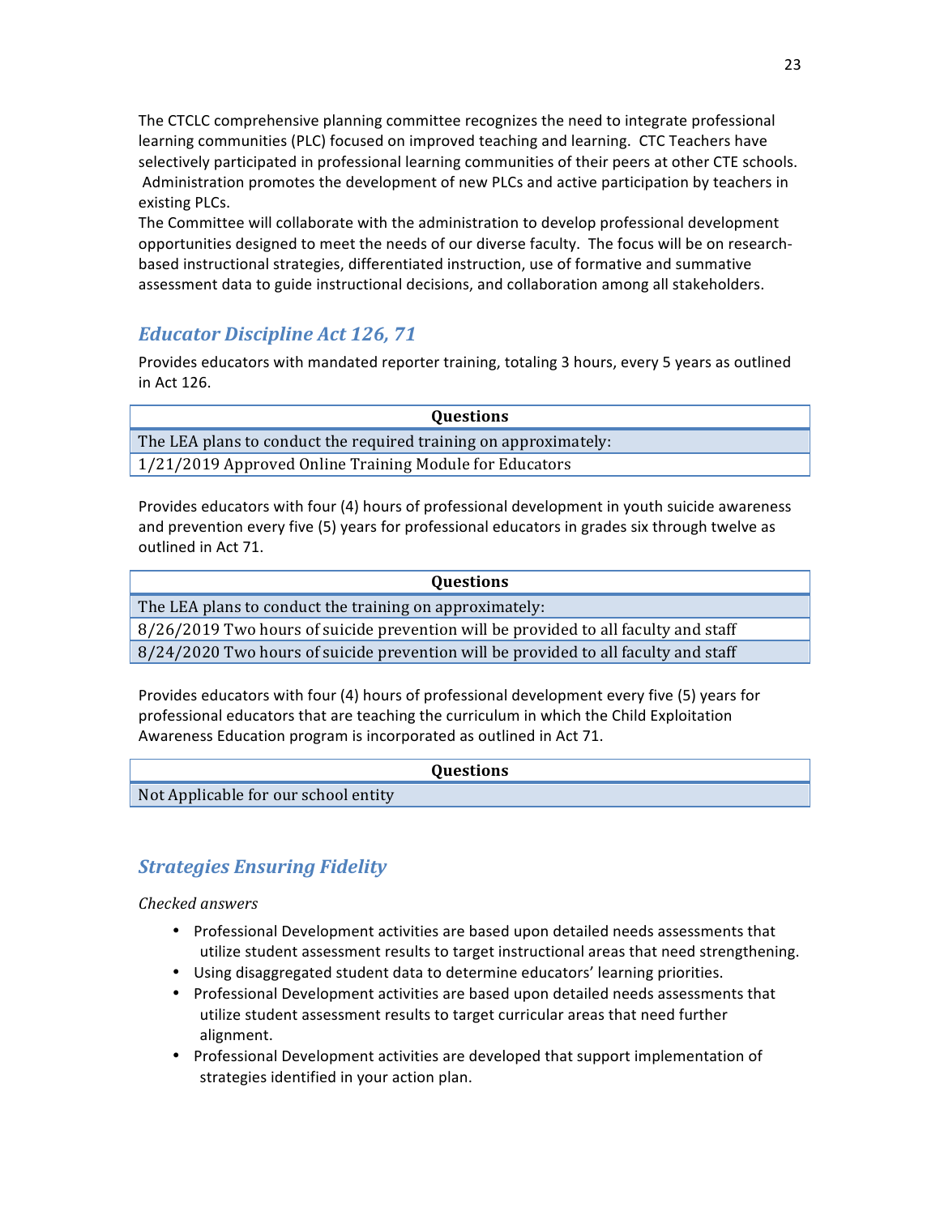The CTCLC comprehensive planning committee recognizes the need to integrate professional learning communities (PLC) focused on improved teaching and learning. CTC Teachers have selectively participated in professional learning communities of their peers at other CTE schools. Administration promotes the development of new PLCs and active participation by teachers in existing PLCs.

The Committee will collaborate with the administration to develop professional development opportunities designed to meet the needs of our diverse faculty. The focus will be on research-based instructional strategies, differentiated instruction, use of formative and summative assessment data to guide instructional decisions, and collaboration among all stakeholders.

## *Educator Discipline Act 126, 71*

Provides educators with mandated reporter training, totaling 3 hours, every 5 years as outlined in Act 126.

| Questions |
|---|
| The LEA plans to conduct the required training on approximately: |
| 1/21/2019 Approved Online Training Module for Educators |

Provides educators with four (4) hours of professional development in youth suicide awareness and prevention every five (5) years for professional educators in grades six through twelve as outlined in Act 71.

| Questions |
|---|
| The LEA plans to conduct the training on approximately: |
| 8/26/2019 Two hours of suicide prevention will be provided to all faculty and staff |
| 8/24/2020 Two hours of suicide prevention will be provided to all faculty and staff |

Provides educators with four (4) hours of professional development every five (5) years for professional educators that are teaching the curriculum in which the Child Exploitation Awareness Education program is incorporated as outlined in Act 71.

| Questions |
|---|
| Not Applicable for our school entity |

## *Strategies Ensuring Fidelity*

*Checked answers*

- Professional Development activities are based upon detailed needs assessments that utilize student assessment results to target instructional areas that need strengthening.
- Using disaggregated student data to determine educators' learning priorities.
- Professional Development activities are based upon detailed needs assessments that utilize student assessment results to target curricular areas that need further alignment.
- Professional Development activities are developed that support implementation of strategies identified in your action plan.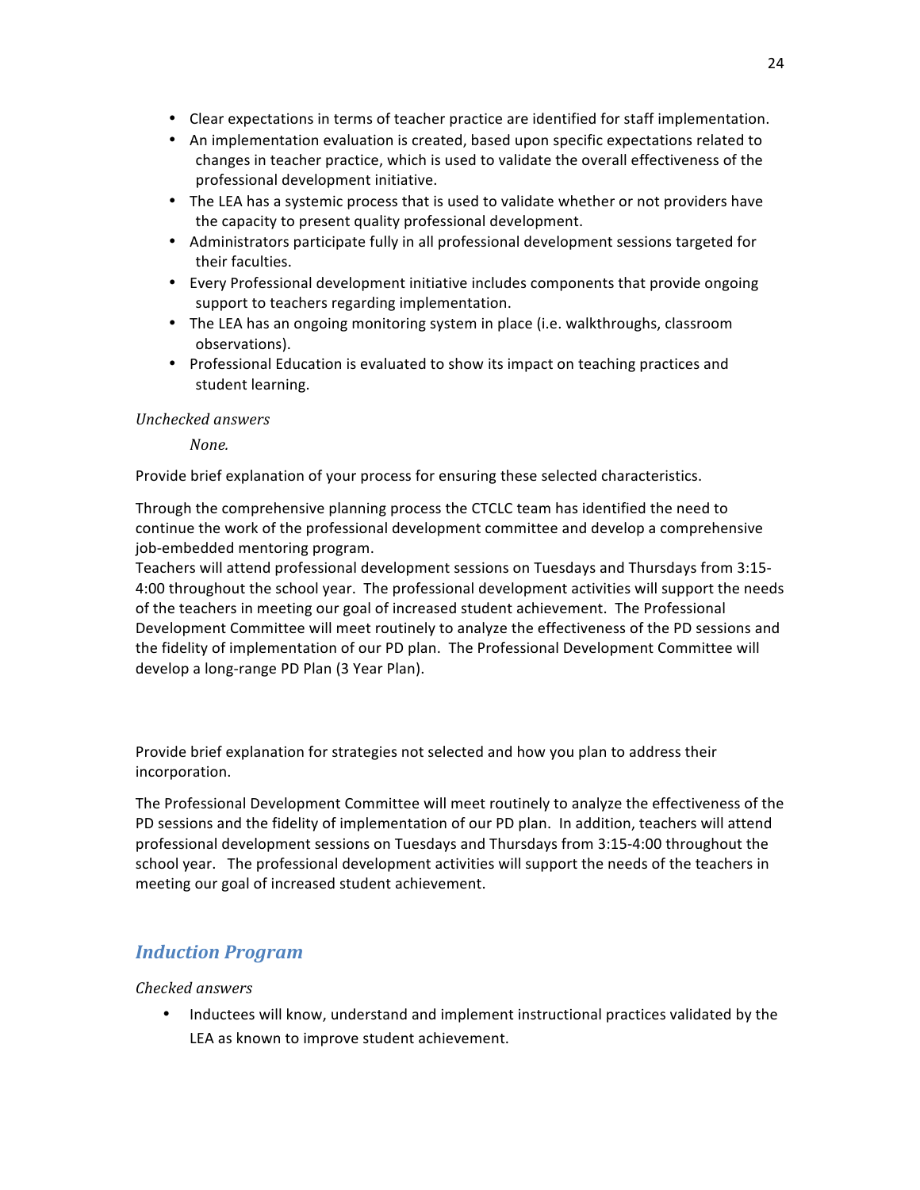- Clear expectations in terms of teacher practice are identified for staff implementation.
- An implementation evaluation is created, based upon specific expectations related to changes in teacher practice, which is used to validate the overall effectiveness of the professional development initiative.
- The LEA has a systemic process that is used to validate whether or not providers have the capacity to present quality professional development.
- Administrators participate fully in all professional development sessions targeted for their faculties.
- Every Professional development initiative includes components that provide ongoing support to teachers regarding implementation.
- The LEA has an ongoing monitoring system in place (i.e. walkthroughs, classroom observations).
- Professional Education is evaluated to show its impact on teaching practices and student learning.

*Unchecked answers*

*None.*

Provide brief explanation of your process for ensuring these selected characteristics.

Through the comprehensive planning process the CTCLC team has identified the need to continue the work of the professional development committee and develop a comprehensive job-embedded mentoring program.
Teachers will attend professional development sessions on Tuesdays and Thursdays from 3:15-4:00 throughout the school year. The professional development activities will support the needs of the teachers in meeting our goal of increased student achievement. The Professional Development Committee will meet routinely to analyze the effectiveness of the PD sessions and the fidelity of implementation of our PD plan. The Professional Development Committee will develop a long-range PD Plan (3 Year Plan).

Provide brief explanation for strategies not selected and how you plan to address their incorporation.

The Professional Development Committee will meet routinely to analyze the effectiveness of the PD sessions and the fidelity of implementation of our PD plan. In addition, teachers will attend professional development sessions on Tuesdays and Thursdays from 3:15-4:00 throughout the school year. The professional development activities will support the needs of the teachers in meeting our goal of increased student achievement.

## Induction Program

*Checked answers*

- Inductees will know, understand and implement instructional practices validated by the LEA as known to improve student achievement.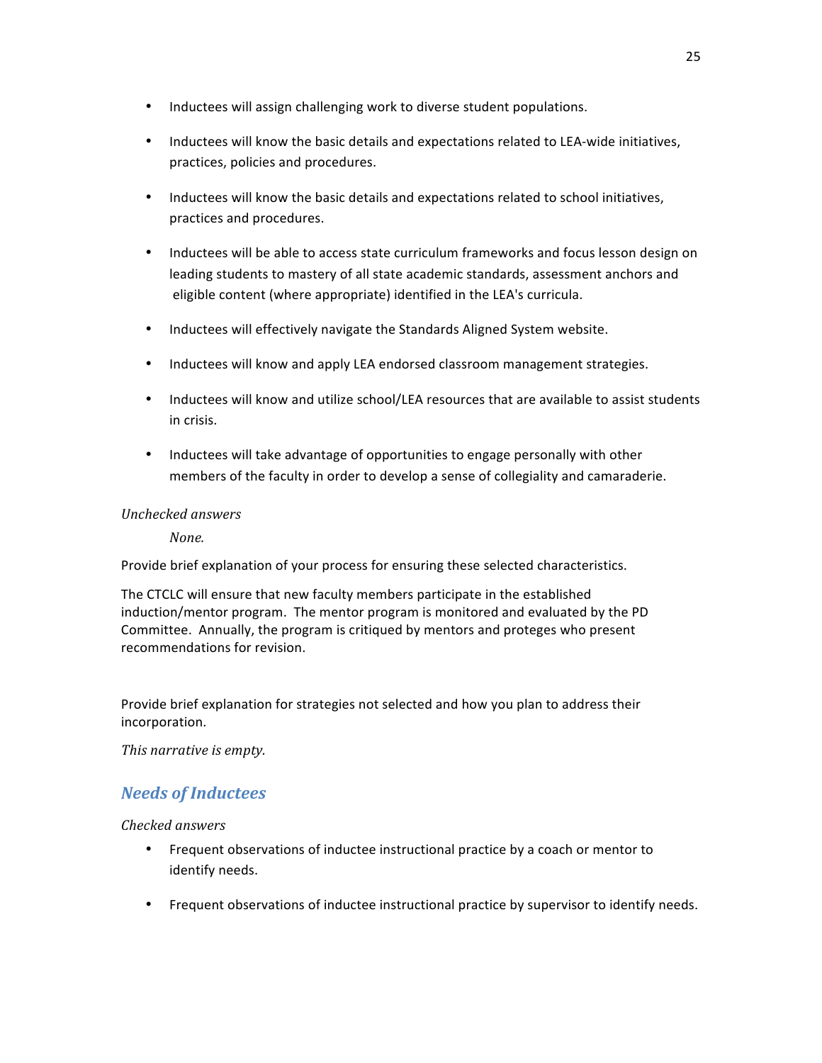- Inductees will assign challenging work to diverse student populations.
- Inductees will know the basic details and expectations related to LEA-wide initiatives, practices, policies and procedures.
- Inductees will know the basic details and expectations related to school initiatives, practices and procedures.
- Inductees will be able to access state curriculum frameworks and focus lesson design on leading students to mastery of all state academic standards, assessment anchors and eligible content (where appropriate) identified in the LEA's curricula.
- Inductees will effectively navigate the Standards Aligned System website.
- Inductees will know and apply LEA endorsed classroom management strategies.
- Inductees will know and utilize school/LEA resources that are available to assist students in crisis.
- Inductees will take advantage of opportunities to engage personally with other members of the faculty in order to develop a sense of collegiality and camaraderie.

*Unchecked answers*

*None.*

Provide brief explanation of your process for ensuring these selected characteristics.

The CTCLC will ensure that new faculty members participate in the established induction/mentor program. The mentor program is monitored and evaluated by the PD Committee. Annually, the program is critiqued by mentors and proteges who present recommendations for revision.

Provide brief explanation for strategies not selected and how you plan to address their incorporation.

*This narrative is empty.*

## Needs of Inductees

*Checked answers*

- Frequent observations of inductee instructional practice by a coach or mentor to identify needs.
- Frequent observations of inductee instructional practice by supervisor to identify needs.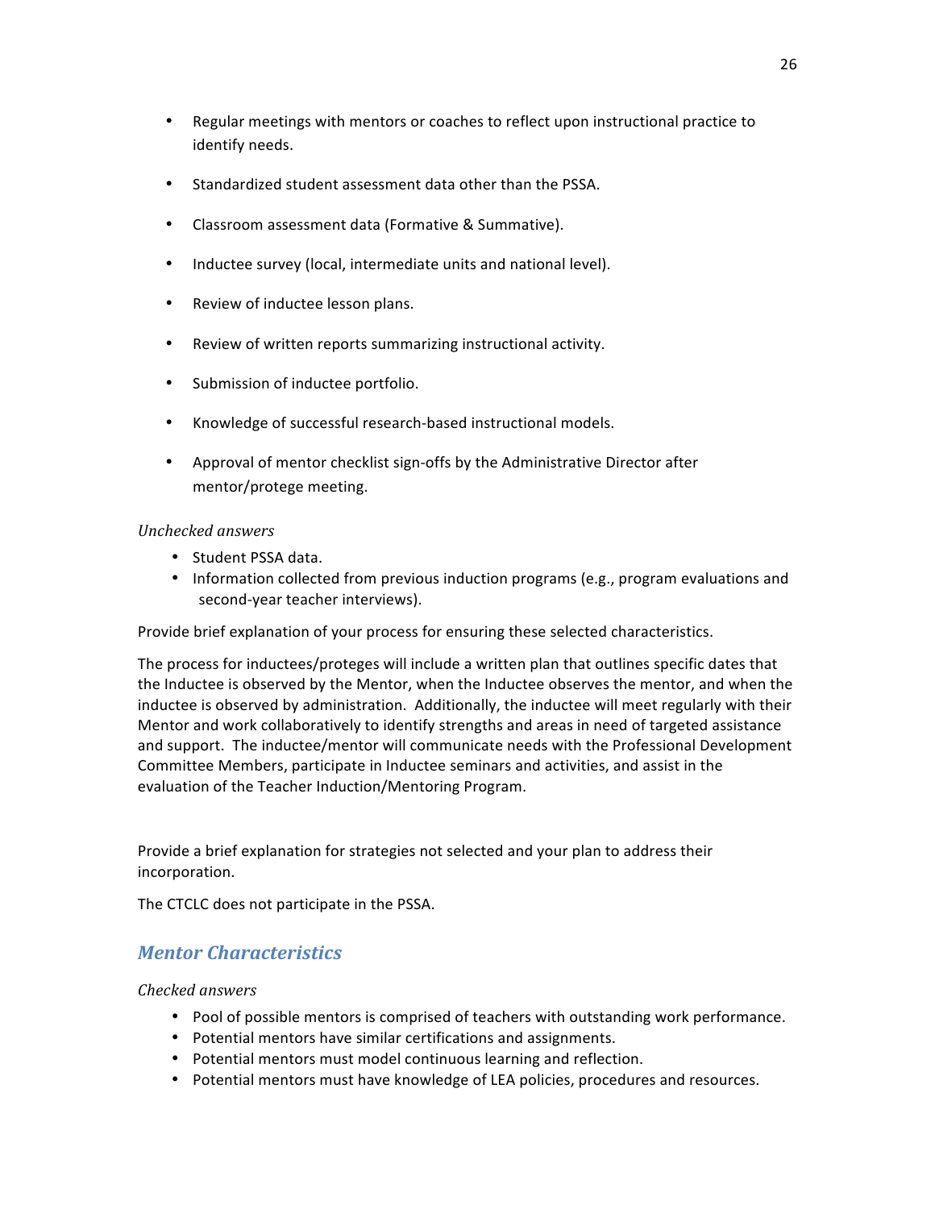- Regular meetings with mentors or coaches to reflect upon instructional practice to identify needs.
- Standardized student assessment data other than the PSSA.
- Classroom assessment data (Formative & Summative).
- Inductee survey (local, intermediate units and national level).
- Review of inductee lesson plans.
- Review of written reports summarizing instructional activity.
- Submission of inductee portfolio.
- Knowledge of successful research-based instructional models.
- Approval of mentor checklist sign-offs by the Administrative Director after mentor/protege meeting.

*Unchecked answers*

- Student PSSA data.
- Information collected from previous induction programs (e.g., program evaluations and second-year teacher interviews).

Provide brief explanation of your process for ensuring these selected characteristics.

The process for inductees/proteges will include a written plan that outlines specific dates that the Inductee is observed by the Mentor, when the Inductee observes the mentor, and when the inductee is observed by administration. Additionally, the inductee will meet regularly with their Mentor and work collaboratively to identify strengths and areas in need of targeted assistance and support. The inductee/mentor will communicate needs with the Professional Development Committee Members, participate in Inductee seminars and activities, and assist in the evaluation of the Teacher Induction/Mentoring Program.

Provide a brief explanation for strategies not selected and your plan to address their incorporation.

The CTCLC does not participate in the PSSA.

## *Mentor Characteristics*

*Checked answers*

- Pool of possible mentors is comprised of teachers with outstanding work performance.
- Potential mentors have similar certifications and assignments.
- Potential mentors must model continuous learning and reflection.
- Potential mentors must have knowledge of LEA policies, procedures and resources.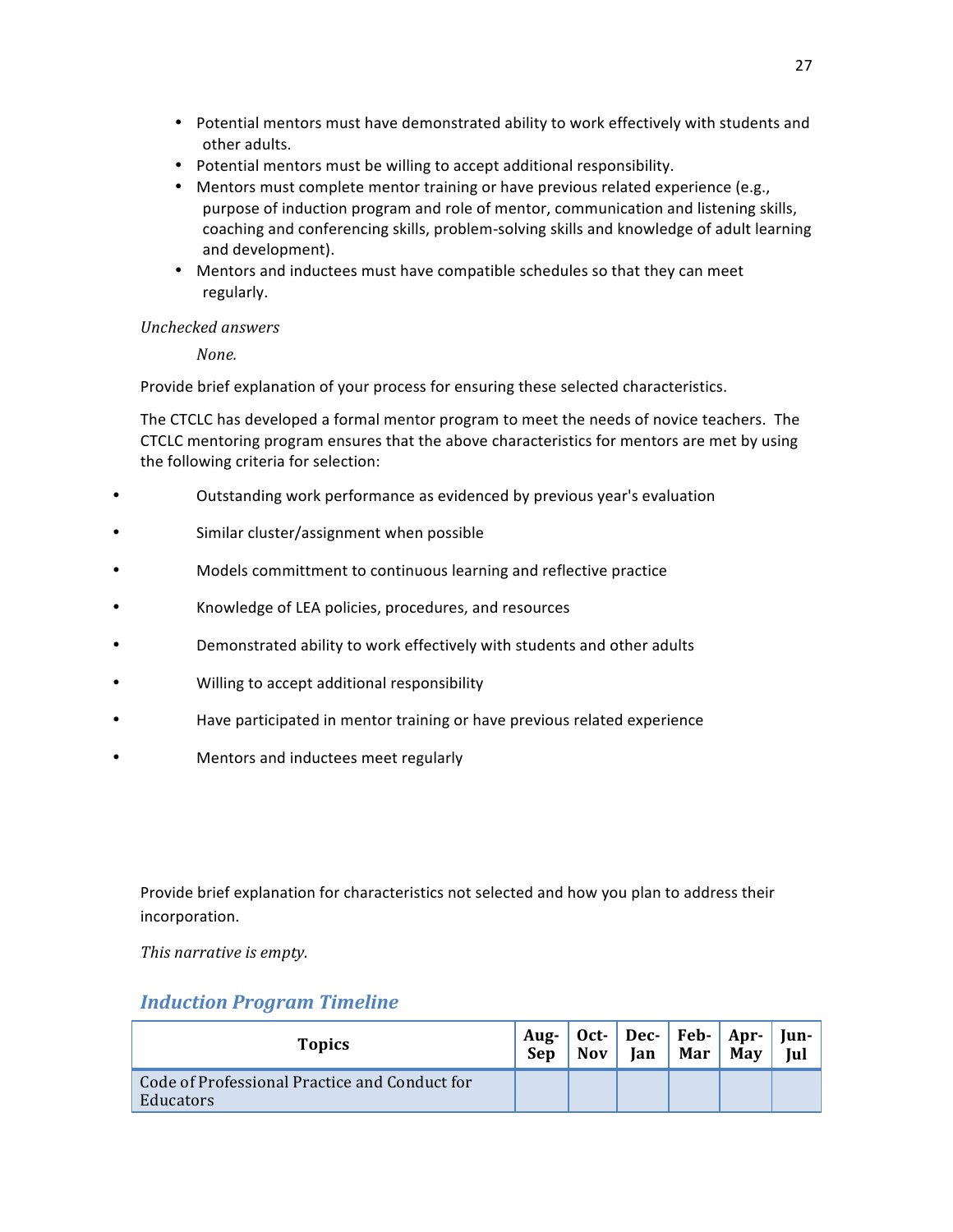- Potential mentors must have demonstrated ability to work effectively with students and other adults.
- Potential mentors must be willing to accept additional responsibility.
- Mentors must complete mentor training or have previous related experience (e.g., purpose of induction program and role of mentor, communication and listening skills, coaching and conferencing skills, problem-solving skills and knowledge of adult learning and development).
- Mentors and inductees must have compatible schedules so that they can meet regularly.

*Unchecked answers*

*None.*

Provide brief explanation of your process for ensuring these selected characteristics.

The CTCLC has developed a formal mentor program to meet the needs of novice teachers. The CTCLC mentoring program ensures that the above characteristics for mentors are met by using the following criteria for selection:

- Outstanding work performance as evidenced by previous year's evaluation
- Similar cluster/assignment when possible
- Models committment to continuous learning and reflective practice
- Knowledge of LEA policies, procedures, and resources
- Demonstrated ability to work effectively with students and other adults
- Willing to accept additional responsibility
- Have participated in mentor training or have previous related experience
- Mentors and inductees meet regularly

Provide brief explanation for characteristics not selected and how you plan to address their incorporation.

*This narrative is empty.*

## *Induction Program Timeline*

| Topics | Aug-Sep | Oct-Nov | Dec-Jan | Feb-Mar | Apr-May | Jun-Jul |
|---|---|---|---|---|---|---|
| Code of Professional Practice and Conduct for Educators | | | | | | |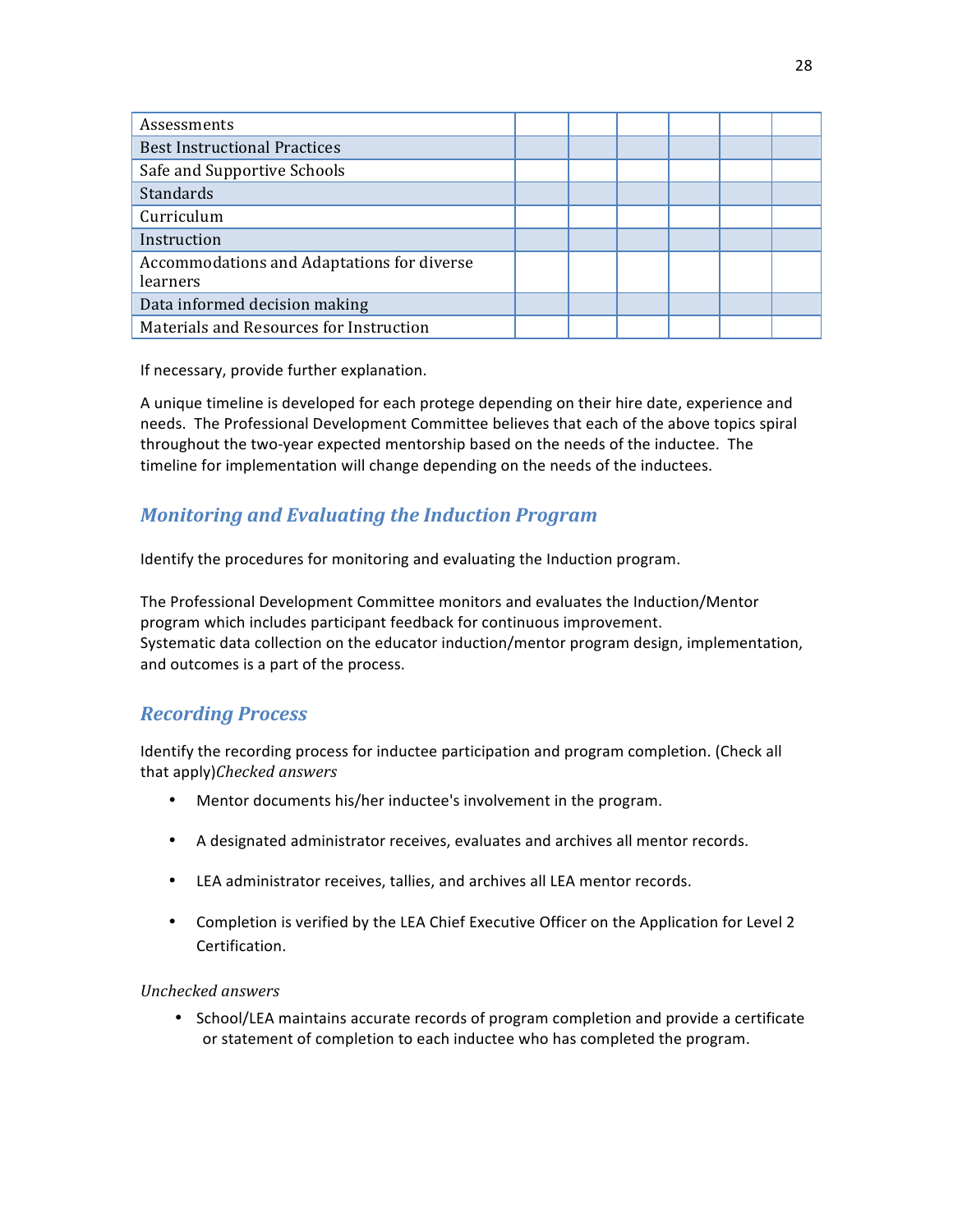| | | | | | | |
|---|---|---|---|---|---|---|
| Assessments | | | | | | |
| Best Instructional Practices | | | | | | |
| Safe and Supportive Schools | | | | | | |
| Standards | | | | | | |
| Curriculum | | | | | | |
| Instruction | | | | | | |
| Accommodations and Adaptations for diverse learners | | | | | | |
| Data informed decision making | | | | | | |
| Materials and Resources for Instruction | | | | | | |

If necessary, provide further explanation.

A unique timeline is developed for each protege depending on their hire date, experience and needs. The Professional Development Committee believes that each of the above topics spiral throughout the two-year expected mentorship based on the needs of the inductee. The timeline for implementation will change depending on the needs of the inductees.

## *Monitoring and Evaluating the Induction Program*

Identify the procedures for monitoring and evaluating the Induction program.

The Professional Development Committee monitors and evaluates the Induction/Mentor program which includes participant feedback for continuous improvement.
Systematic data collection on the educator induction/mentor program design, implementation, and outcomes is a part of the process.

## *Recording Process*

Identify the recording process for inductee participation and program completion. (Check all that apply)*Checked answers*

- Mentor documents his/her inductee's involvement in the program.
- A designated administrator receives, evaluates and archives all mentor records.
- LEA administrator receives, tallies, and archives all LEA mentor records.
- Completion is verified by the LEA Chief Executive Officer on the Application for Level 2 Certification.

*Unchecked answers*

- School/LEA maintains accurate records of program completion and provide a certificate or statement of completion to each inductee who has completed the program.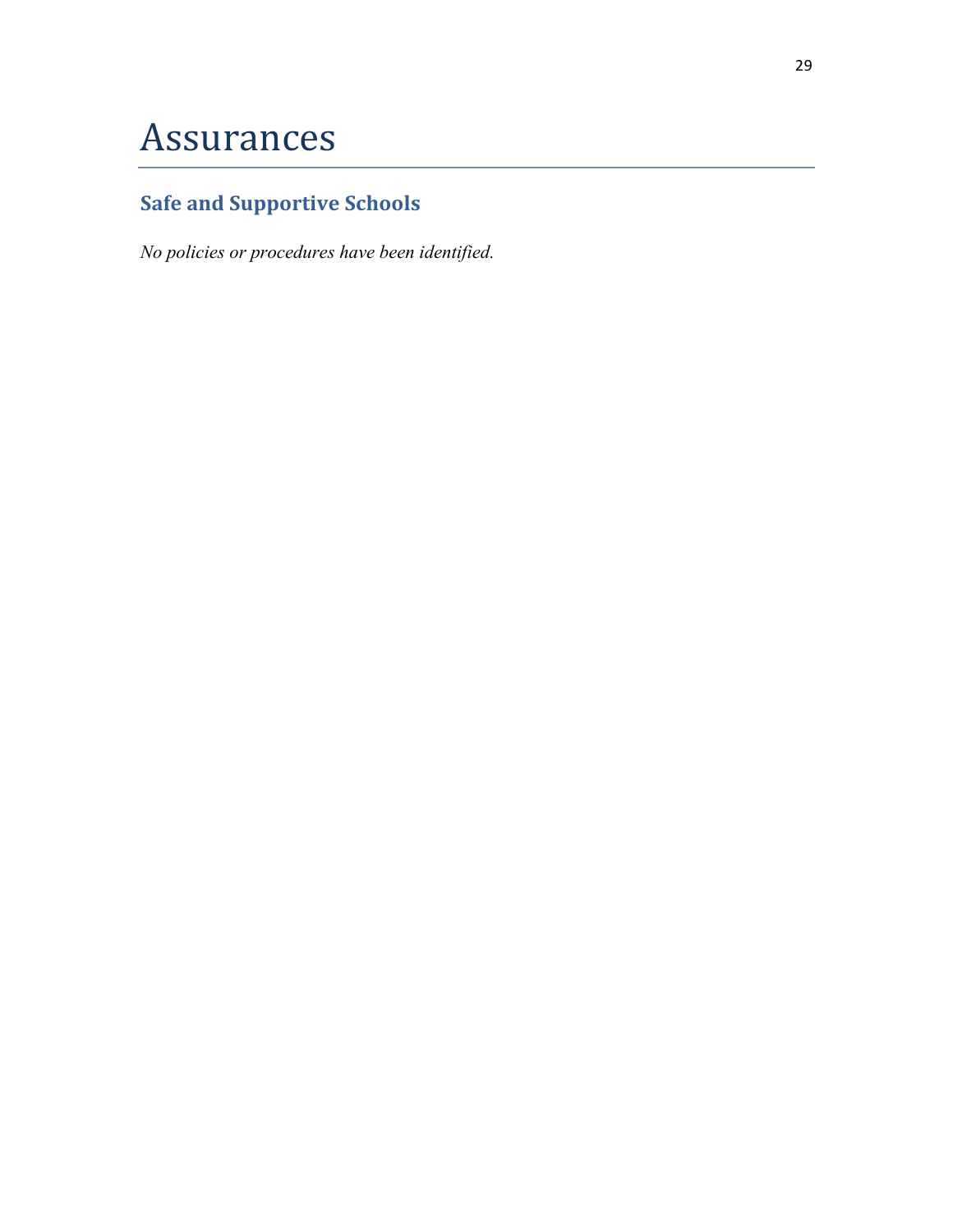# Assurances

## Safe and Supportive Schools

*No policies or procedures have been identified.*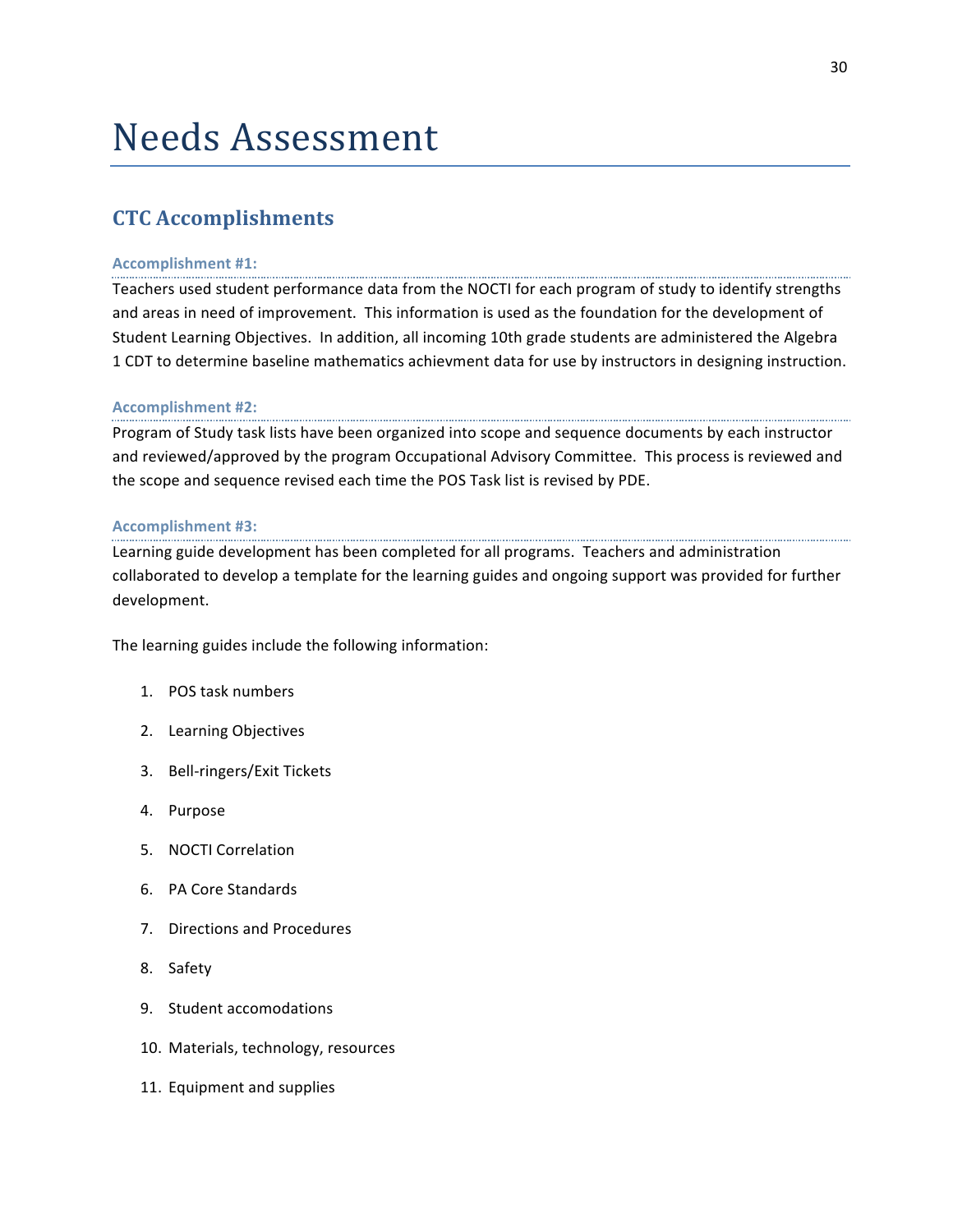# Needs Assessment

## CTC Accomplishments

### Accomplishment #1:

Teachers used student performance data from the NOCTI for each program of study to identify strengths and areas in need of improvement. This information is used as the foundation for the development of Student Learning Objectives. In addition, all incoming 10th grade students are administered the Algebra 1 CDT to determine baseline mathematics achievment data for use by instructors in designing instruction.

### Accomplishment #2:

Program of Study task lists have been organized into scope and sequence documents by each instructor and reviewed/approved by the program Occupational Advisory Committee. This process is reviewed and the scope and sequence revised each time the POS Task list is revised by PDE.

### Accomplishment #3:

Learning guide development has been completed for all programs. Teachers and administration collaborated to develop a template for the learning guides and ongoing support was provided for further development.

The learning guides include the following information:

1. POS task numbers
2. Learning Objectives
3. Bell-ringers/Exit Tickets
4. Purpose
5. NOCTI Correlation
6. PA Core Standards
7. Directions and Procedures
8. Safety
9. Student accomodations
10. Materials, technology, resources
11. Equipment and supplies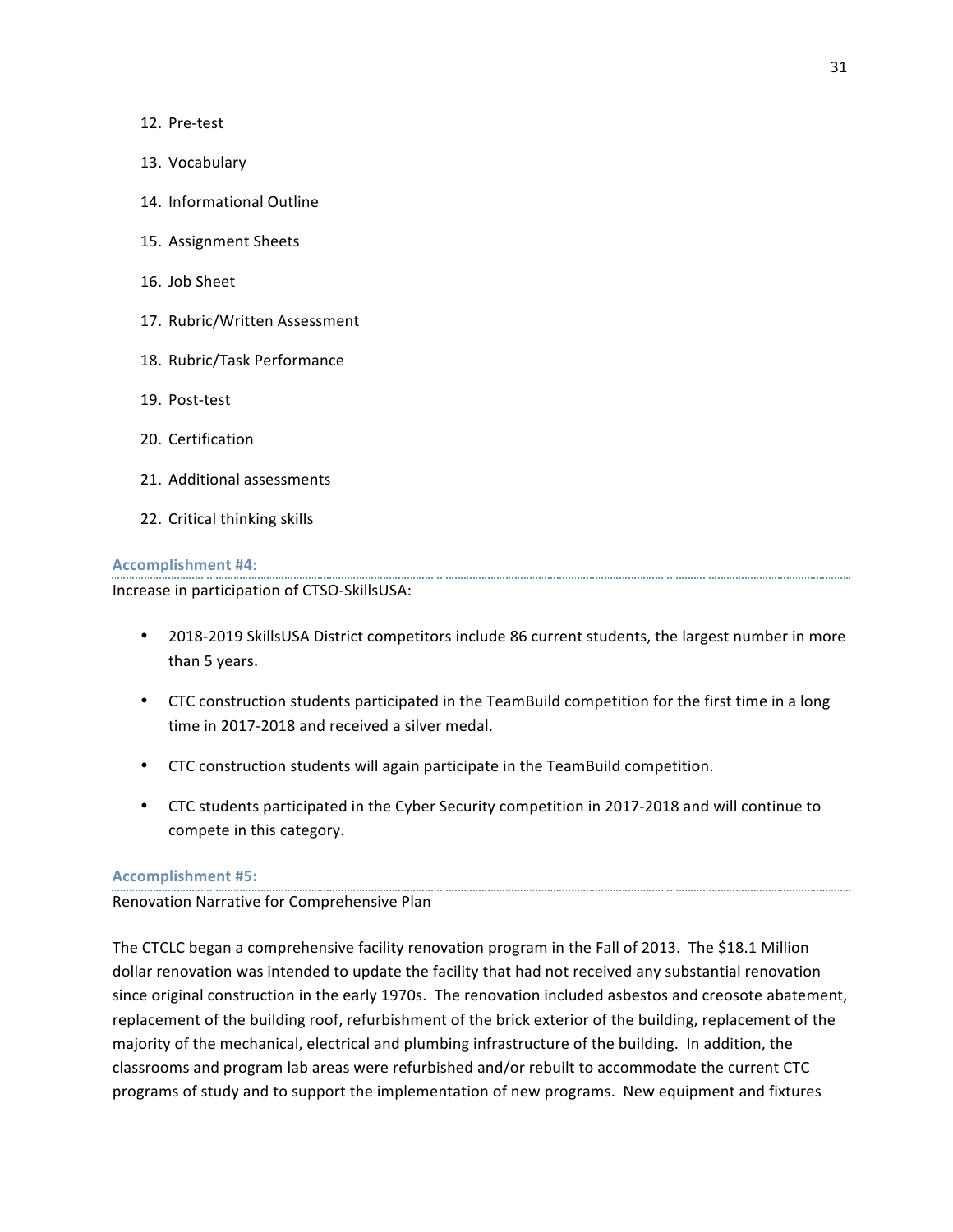12. Pre-test
13. Vocabulary
14. Informational Outline
15. Assignment Sheets
16. Job Sheet
17. Rubric/Written Assessment
18. Rubric/Task Performance
19. Post-test
20. Certification
21. Additional assessments
22. Critical thinking skills

### Accomplishment #4:

Increase in participation of CTSO-SkillsUSA:

- 2018-2019 SkillsUSA District competitors include 86 current students, the largest number in more than 5 years.
- CTC construction students participated in the TeamBuild competition for the first time in a long time in 2017-2018 and received a silver medal.
- CTC construction students will again participate in the TeamBuild competition.
- CTC students participated in the Cyber Security competition in 2017-2018 and will continue to compete in this category.

### Accomplishment #5:

Renovation Narrative for Comprehensive Plan

The CTCLC began a comprehensive facility renovation program in the Fall of 2013. The $18.1 Million dollar renovation was intended to update the facility that had not received any substantial renovation since original construction in the early 1970s. The renovation included asbestos and creosote abatement, replacement of the building roof, refurbishment of the brick exterior of the building, replacement of the majority of the mechanical, electrical and plumbing infrastructure of the building. In addition, the classrooms and program lab areas were refurbished and/or rebuilt to accommodate the current CTC programs of study and to support the implementation of new programs. New equipment and fixtures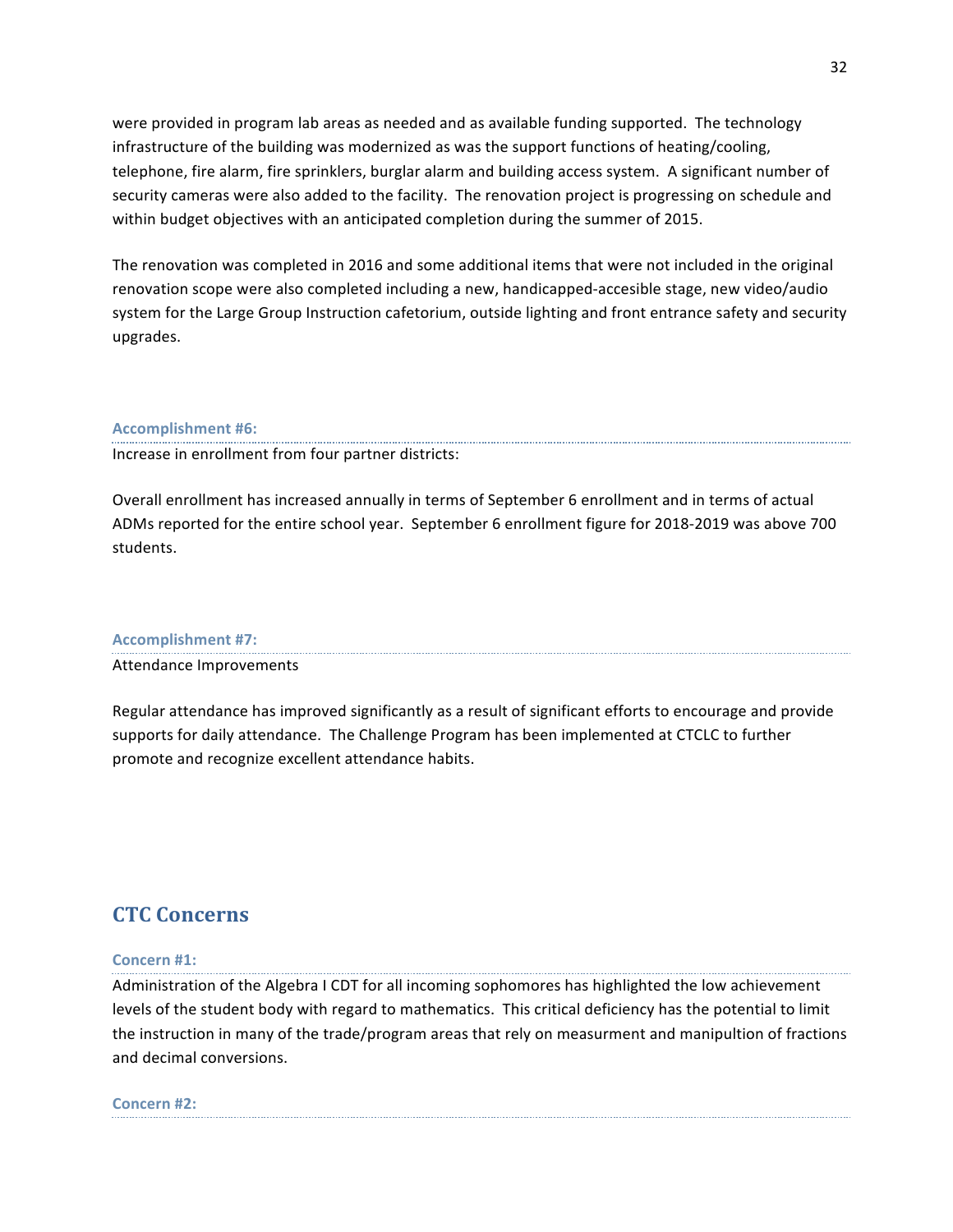were provided in program lab areas as needed and as available funding supported. The technology infrastructure of the building was modernized as was the support functions of heating/cooling, telephone, fire alarm, fire sprinklers, burglar alarm and building access system. A significant number of security cameras were also added to the facility. The renovation project is progressing on schedule and within budget objectives with an anticipated completion during the summer of 2015.

The renovation was completed in 2016 and some additional items that were not included in the original renovation scope were also completed including a new, handicapped-accesible stage, new video/audio system for the Large Group Instruction cafetorium, outside lighting and front entrance safety and security upgrades.

### Accomplishment #6:

Increase in enrollment from four partner districts:

Overall enrollment has increased annually in terms of September 6 enrollment and in terms of actual ADMs reported for the entire school year. September 6 enrollment figure for 2018-2019 was above 700 students.

### Accomplishment #7:

Attendance Improvements

Regular attendance has improved significantly as a result of significant efforts to encourage and provide supports for daily attendance. The Challenge Program has been implemented at CTCLC to further promote and recognize excellent attendance habits.

## CTC Concerns

### Concern #1:

Administration of the Algebra I CDT for all incoming sophomores has highlighted the low achievement levels of the student body with regard to mathematics. This critical deficiency has the potential to limit the instruction in many of the trade/program areas that rely on measurment and manipultion of fractions and decimal conversions.

### Concern #2: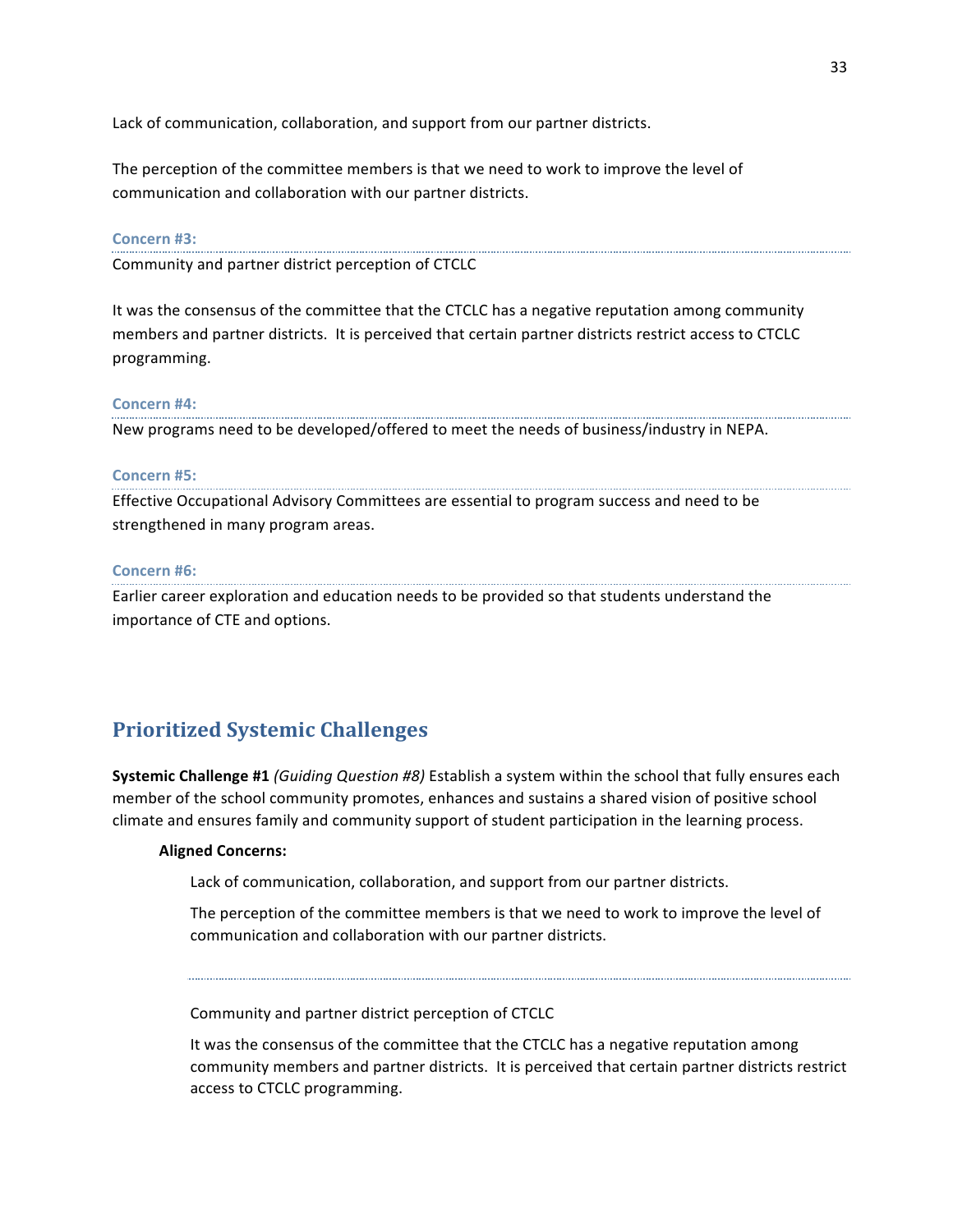Lack of communication, collaboration, and support from our partner districts.

The perception of the committee members is that we need to work to improve the level of communication and collaboration with our partner districts.

**Concern #3:**

Community and partner district perception of CTCLC

It was the consensus of the committee that the CTCLC has a negative reputation among community members and partner districts. It is perceived that certain partner districts restrict access to CTCLC programming.

**Concern #4:**

New programs need to be developed/offered to meet the needs of business/industry in NEPA.

**Concern #5:**

Effective Occupational Advisory Committees are essential to program success and need to be strengthened in many program areas.

**Concern #6:**

Earlier career exploration and education needs to be provided so that students understand the importance of CTE and options.

## Prioritized Systemic Challenges

**Systemic Challenge #1** *(Guiding Question #8)* Establish a system within the school that fully ensures each member of the school community promotes, enhances and sustains a shared vision of positive school climate and ensures family and community support of student participation in the learning process.

**Aligned Concerns:**

Lack of communication, collaboration, and support from our partner districts.

The perception of the committee members is that we need to work to improve the level of communication and collaboration with our partner districts.

---

Community and partner district perception of CTCLC

It was the consensus of the committee that the CTCLC has a negative reputation among community members and partner districts. It is perceived that certain partner districts restrict access to CTCLC programming.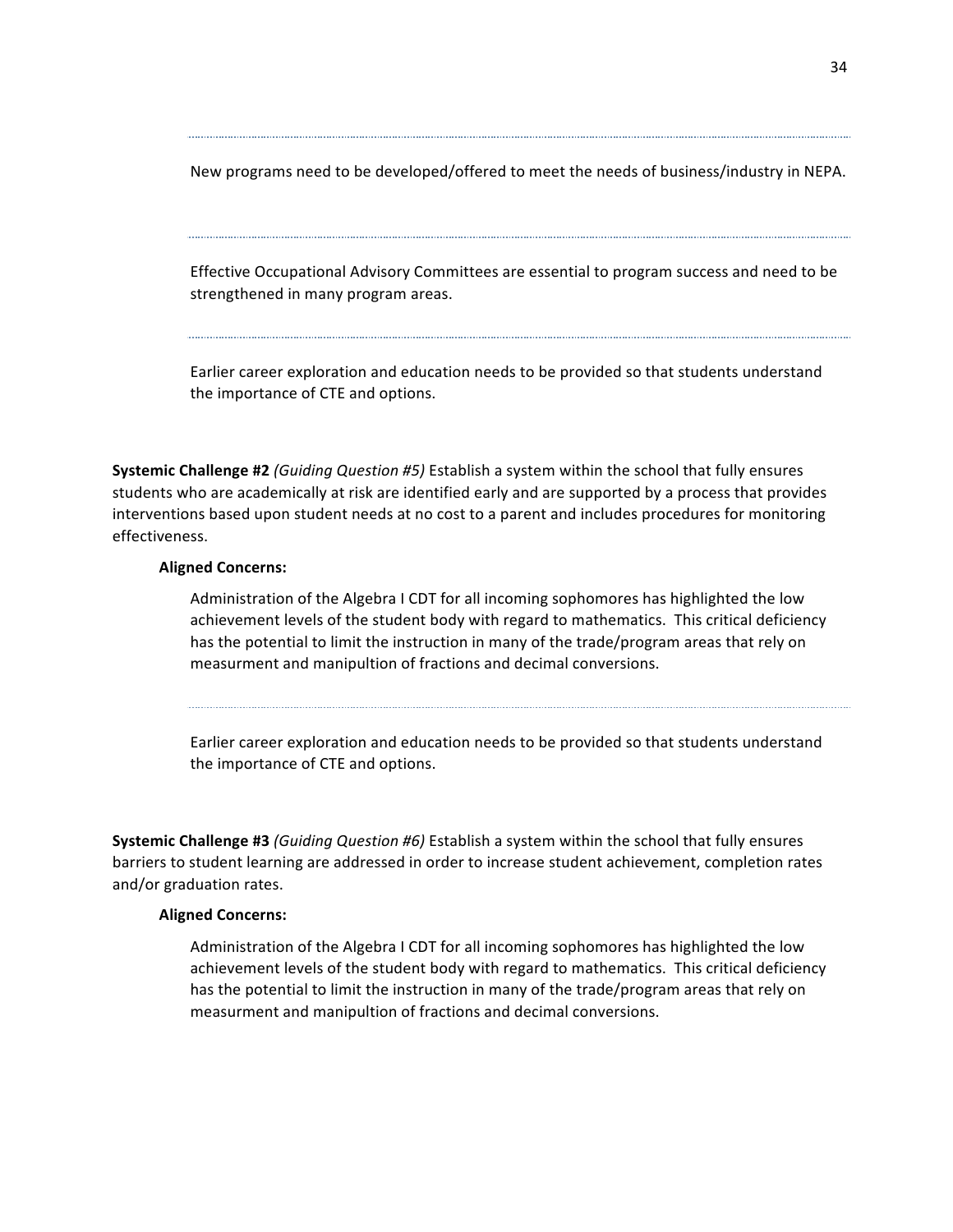New programs need to be developed/offered to meet the needs of business/industry in NEPA.

---

Effective Occupational Advisory Committees are essential to program success and need to be strengthened in many program areas.

---

Earlier career exploration and education needs to be provided so that students understand the importance of CTE and options.

**Systemic Challenge #2** *(Guiding Question #5)* Establish a system within the school that fully ensures students who are academically at risk are identified early and are supported by a process that provides interventions based upon student needs at no cost to a parent and includes procedures for monitoring effectiveness.

**Aligned Concerns:**

Administration of the Algebra I CDT for all incoming sophomores has highlighted the low achievement levels of the student body with regard to mathematics. This critical deficiency has the potential to limit the instruction in many of the trade/program areas that rely on measurment and manipultion of fractions and decimal conversions.

---

Earlier career exploration and education needs to be provided so that students understand the importance of CTE and options.

**Systemic Challenge #3** *(Guiding Question #6)* Establish a system within the school that fully ensures barriers to student learning are addressed in order to increase student achievement, completion rates and/or graduation rates.

**Aligned Concerns:**

Administration of the Algebra I CDT for all incoming sophomores has highlighted the low achievement levels of the student body with regard to mathematics. This critical deficiency has the potential to limit the instruction in many of the trade/program areas that rely on measurment and manipultion of fractions and decimal conversions.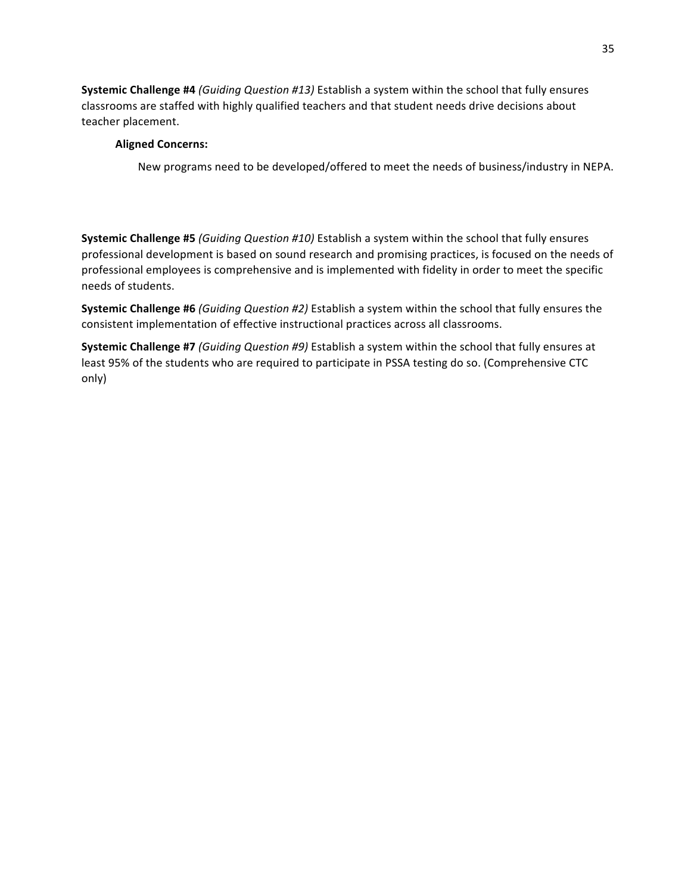**Systemic Challenge #4** *(Guiding Question #13)* Establish a system within the school that fully ensures classrooms are staffed with highly qualified teachers and that student needs drive decisions about teacher placement.

**Aligned Concerns:**

New programs need to be developed/offered to meet the needs of business/industry in NEPA.

**Systemic Challenge #5** *(Guiding Question #10)* Establish a system within the school that fully ensures professional development is based on sound research and promising practices, is focused on the needs of professional employees is comprehensive and is implemented with fidelity in order to meet the specific needs of students.

**Systemic Challenge #6** *(Guiding Question #2)* Establish a system within the school that fully ensures the consistent implementation of effective instructional practices across all classrooms.

**Systemic Challenge #7** *(Guiding Question #9)* Establish a system within the school that fully ensures at least 95% of the students who are required to participate in PSSA testing do so. (Comprehensive CTC only)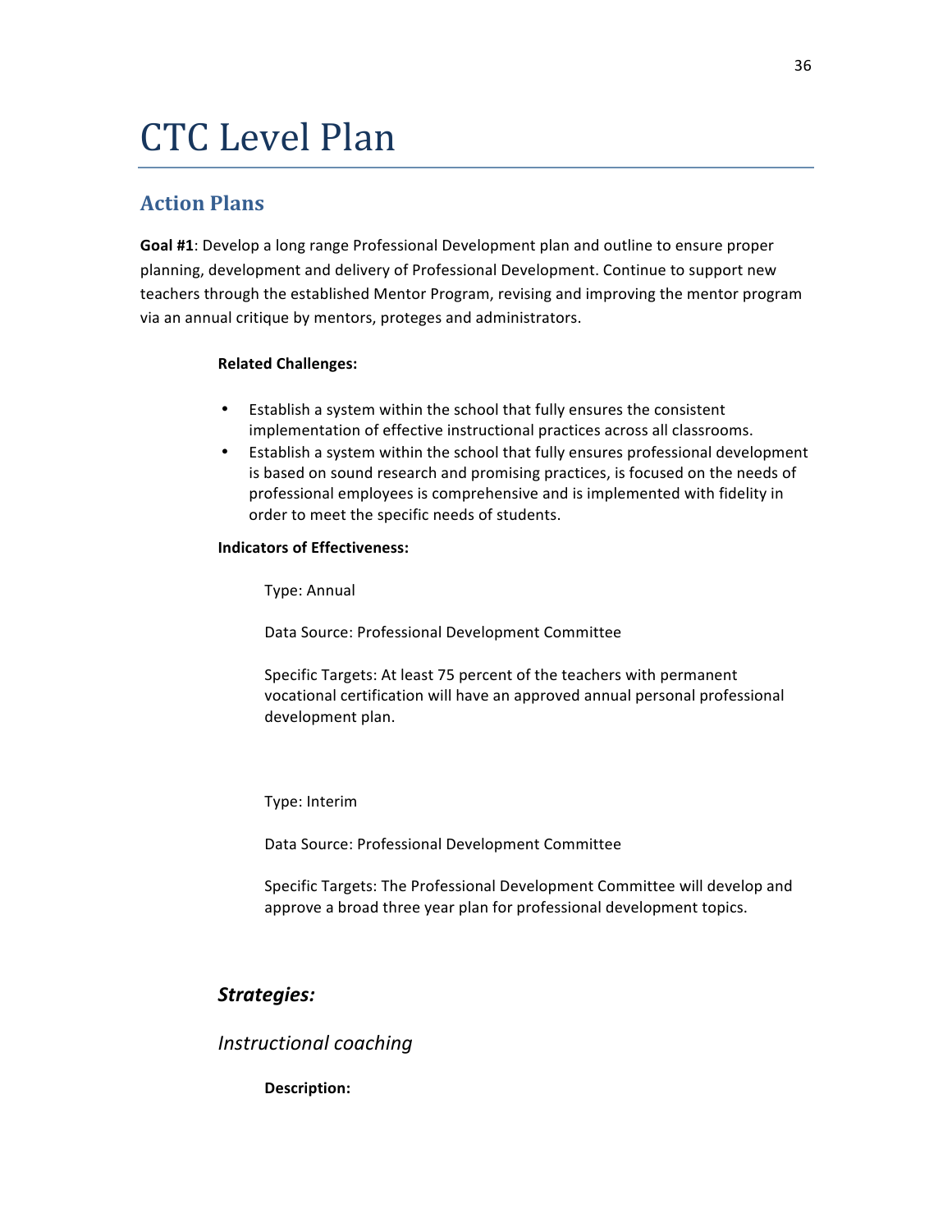# CTC Level Plan

## Action Plans

**Goal #1**: Develop a long range Professional Development plan and outline to ensure proper planning, development and delivery of Professional Development. Continue to support new teachers through the established Mentor Program, revising and improving the mentor program via an annual critique by mentors, proteges and administrators.

**Related Challenges:**

- Establish a system within the school that fully ensures the consistent implementation of effective instructional practices across all classrooms.
- Establish a system within the school that fully ensures professional development is based on sound research and promising practices, is focused on the needs of professional employees is comprehensive and is implemented with fidelity in order to meet the specific needs of students.

**Indicators of Effectiveness:**

Type: Annual

Data Source: Professional Development Committee

Specific Targets: At least 75 percent of the teachers with permanent vocational certification will have an approved annual personal professional development plan.

Type: Interim

Data Source: Professional Development Committee

Specific Targets: The Professional Development Committee will develop and approve a broad three year plan for professional development topics.

### *Strategies:*

*Instructional coaching*

**Description:**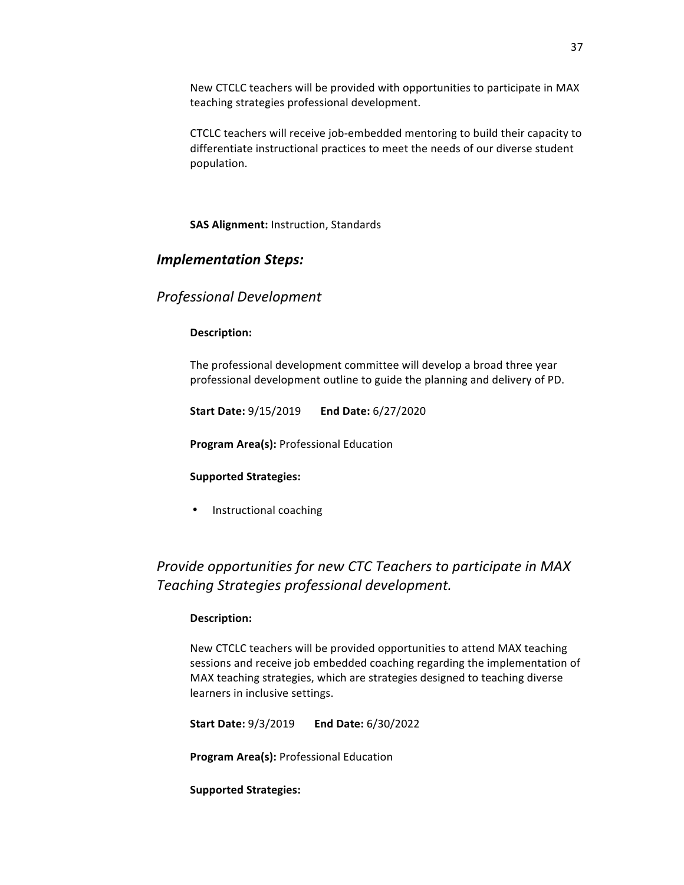New CTCLC teachers will be provided with opportunities to participate in MAX teaching strategies professional development.

CTCLC teachers will receive job-embedded mentoring to build their capacity to differentiate instructional practices to meet the needs of our diverse student population.

**SAS Alignment:** Instruction, Standards

## *Implementation Steps:*

### *Professional Development*

**Description:**

The professional development committee will develop a broad three year professional development outline to guide the planning and delivery of PD.

**Start Date:** 9/15/2019 **End Date:** 6/27/2020

**Program Area(s):** Professional Education

**Supported Strategies:**

- Instructional coaching

### *Provide opportunities for new CTC Teachers to participate in MAX Teaching Strategies professional development.*

**Description:**

New CTCLC teachers will be provided opportunities to attend MAX teaching sessions and receive job embedded coaching regarding the implementation of MAX teaching strategies, which are strategies designed to teaching diverse learners in inclusive settings.

**Start Date:** 9/3/2019 **End Date:** 6/30/2022

**Program Area(s):** Professional Education

**Supported Strategies:**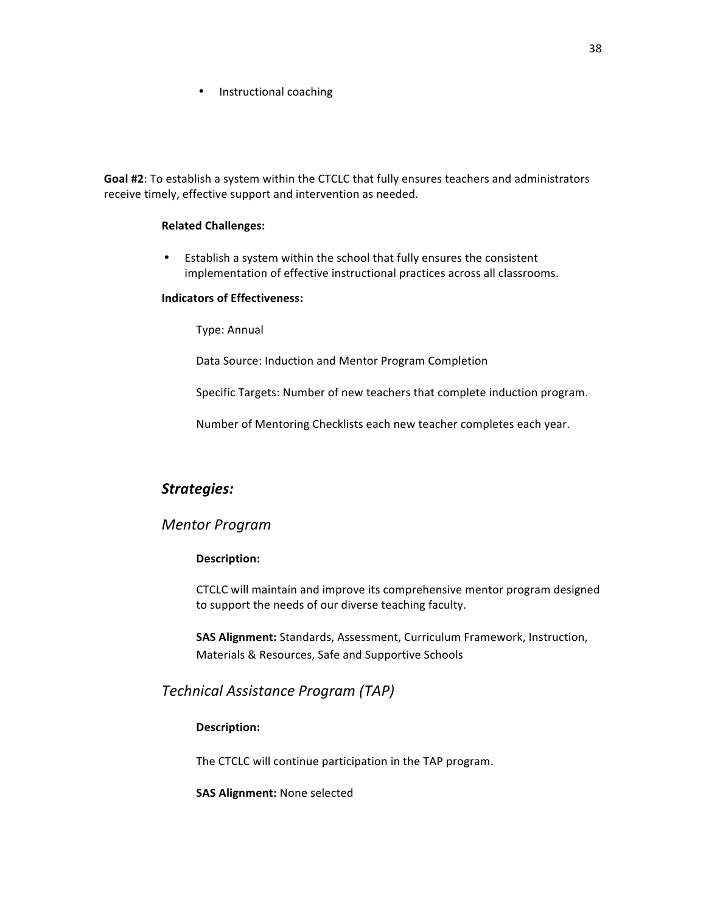- Instructional coaching

**Goal #2**: To establish a system within the CTCLC that fully ensures teachers and administrators receive timely, effective support and intervention as needed.

**Related Challenges:**

- Establish a system within the school that fully ensures the consistent implementation of effective instructional practices across all classrooms.

**Indicators of Effectiveness:**

Type: Annual

Data Source: Induction and Mentor Program Completion

Specific Targets: Number of new teachers that complete induction program.

Number of Mentoring Checklists each new teacher completes each year.

## *Strategies:*

### *Mentor Program*

**Description:**

CTCLC will maintain and improve its comprehensive mentor program designed to support the needs of our diverse teaching faculty.

**SAS Alignment:** Standards, Assessment, Curriculum Framework, Instruction, Materials & Resources, Safe and Supportive Schools

### *Technical Assistance Program (TAP)*

**Description:**

The CTCLC will continue participation in the TAP program.

**SAS Alignment:** None selected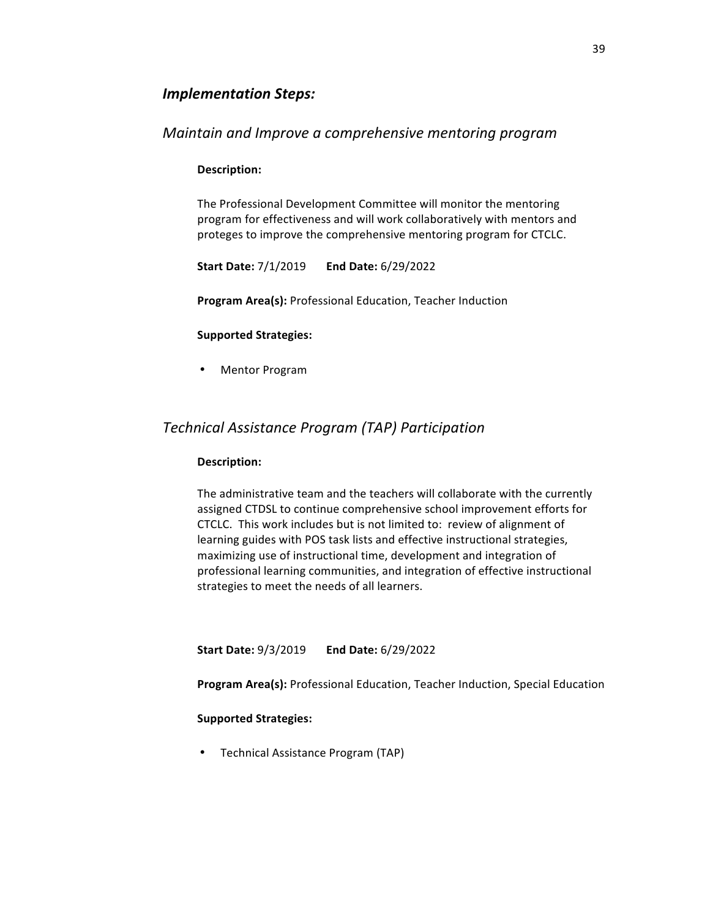## *Implementation Steps:*

### *Maintain and Improve a comprehensive mentoring program*

**Description:**

The Professional Development Committee will monitor the mentoring program for effectiveness and will work collaboratively with mentors and proteges to improve the comprehensive mentoring program for CTCLC.

**Start Date:** 7/1/2019 **End Date:** 6/29/2022

**Program Area(s):** Professional Education, Teacher Induction

**Supported Strategies:**

- Mentor Program

### *Technical Assistance Program (TAP) Participation*

**Description:**

The administrative team and the teachers will collaborate with the currently assigned CTDSL to continue comprehensive school improvement efforts for CTCLC. This work includes but is not limited to: review of alignment of learning guides with POS task lists and effective instructional strategies, maximizing use of instructional time, development and integration of professional learning communities, and integration of effective instructional strategies to meet the needs of all learners.

**Start Date:** 9/3/2019 **End Date:** 6/29/2022

**Program Area(s):** Professional Education, Teacher Induction, Special Education

**Supported Strategies:**

- Technical Assistance Program (TAP)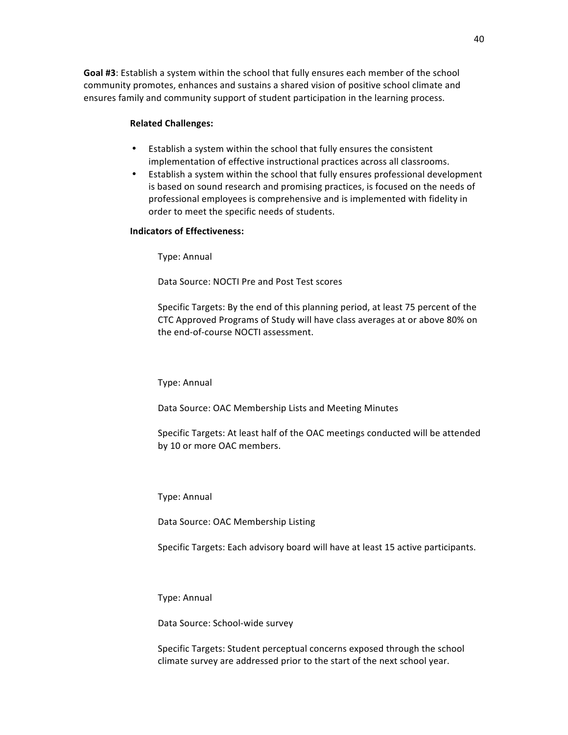**Goal #3**: Establish a system within the school that fully ensures each member of the school community promotes, enhances and sustains a shared vision of positive school climate and ensures family and community support of student participation in the learning process.

**Related Challenges:**

- Establish a system within the school that fully ensures the consistent implementation of effective instructional practices across all classrooms.
- Establish a system within the school that fully ensures professional development is based on sound research and promising practices, is focused on the needs of professional employees is comprehensive and is implemented with fidelity in order to meet the specific needs of students.

**Indicators of Effectiveness:**

Type: Annual

Data Source: NOCTI Pre and Post Test scores

Specific Targets: By the end of this planning period, at least 75 percent of the CTC Approved Programs of Study will have class averages at or above 80% on the end-of-course NOCTI assessment.

Type: Annual

Data Source: OAC Membership Lists and Meeting Minutes

Specific Targets: At least half of the OAC meetings conducted will be attended by 10 or more OAC members.

Type: Annual

Data Source: OAC Membership Listing

Specific Targets: Each advisory board will have at least 15 active participants.

Type: Annual

Data Source: School-wide survey

Specific Targets: Student perceptual concerns exposed through the school climate survey are addressed prior to the start of the next school year.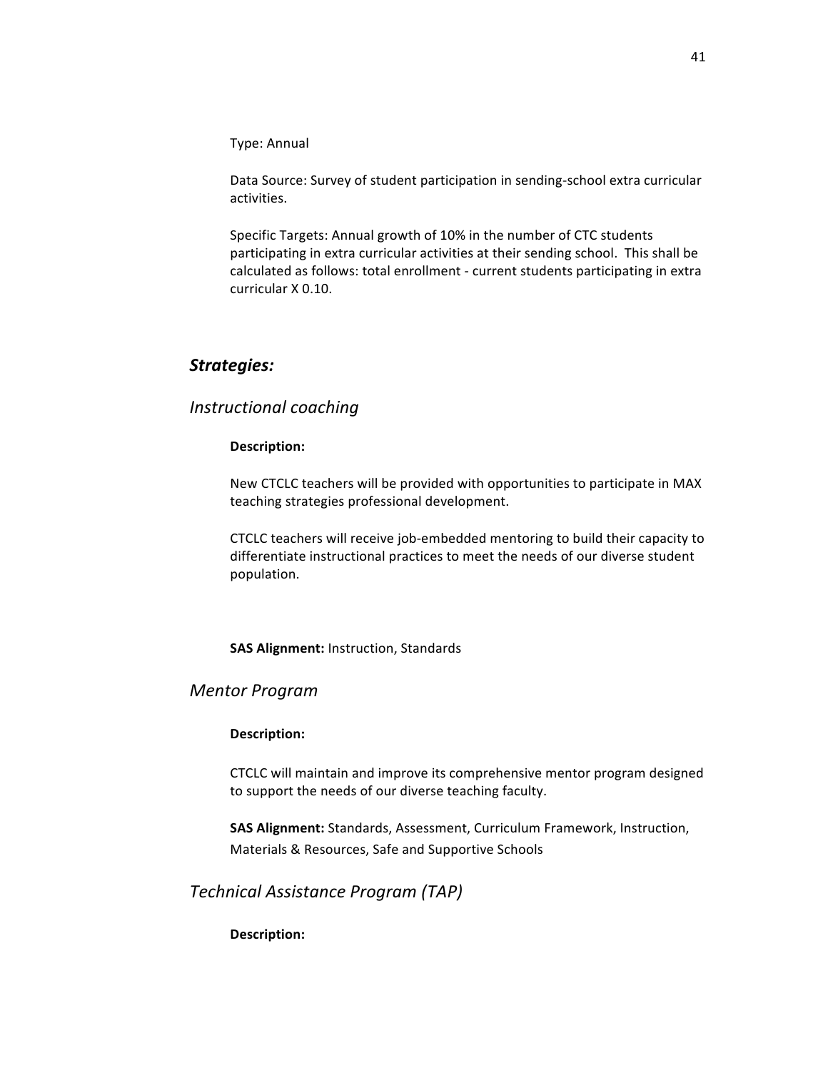Type: Annual

Data Source: Survey of student participation in sending-school extra curricular activities.

Specific Targets: Annual growth of 10% in the number of CTC students participating in extra curricular activities at their sending school. This shall be calculated as follows: total enrollment - current students participating in extra curricular X 0.10.

## *Strategies:*

### *Instructional coaching*

**Description:**

New CTCLC teachers will be provided with opportunities to participate in MAX teaching strategies professional development.

CTCLC teachers will receive job-embedded mentoring to build their capacity to differentiate instructional practices to meet the needs of our diverse student population.

**SAS Alignment:** Instruction, Standards

### *Mentor Program*

**Description:**

CTCLC will maintain and improve its comprehensive mentor program designed to support the needs of our diverse teaching faculty.

**SAS Alignment:** Standards, Assessment, Curriculum Framework, Instruction, Materials & Resources, Safe and Supportive Schools

### *Technical Assistance Program (TAP)*

**Description:**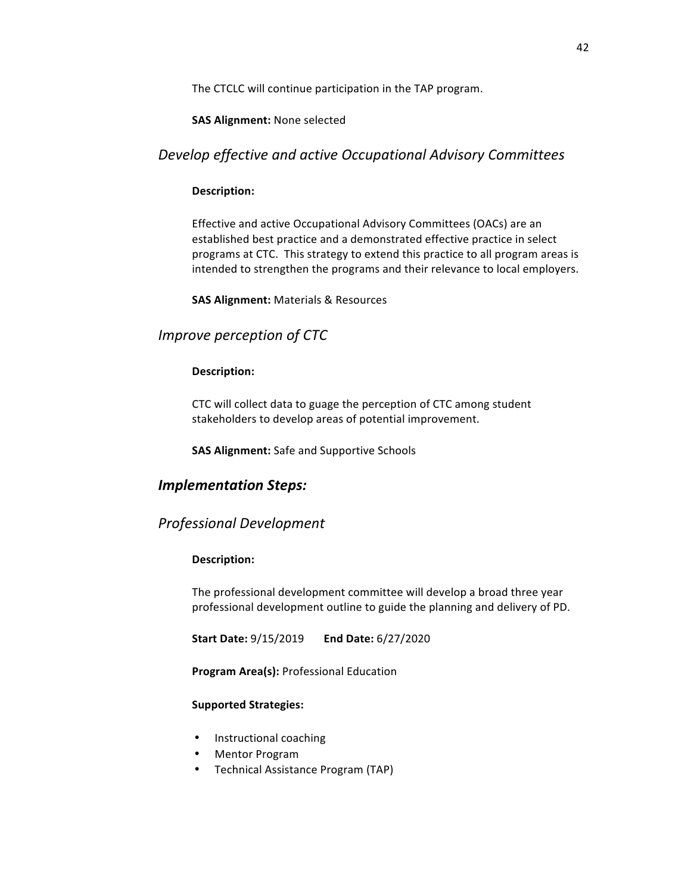The CTCLC will continue participation in the TAP program.

**SAS Alignment:** None selected

## *Develop effective and active Occupational Advisory Committees*

**Description:**

Effective and active Occupational Advisory Committees (OACs) are an established best practice and a demonstrated effective practice in select programs at CTC. This strategy to extend this practice to all program areas is intended to strengthen the programs and their relevance to local employers.

**SAS Alignment:** Materials & Resources

## *Improve perception of CTC*

**Description:**

CTC will collect data to guage the perception of CTC among student stakeholders to develop areas of potential improvement.

**SAS Alignment:** Safe and Supportive Schools

## ***Implementation Steps:***

## *Professional Development*

**Description:**

The professional development committee will develop a broad three year professional development outline to guide the planning and delivery of PD.

**Start Date:** 9/15/2019 **End Date:** 6/27/2020

**Program Area(s):** Professional Education

**Supported Strategies:**

- Instructional coaching
- Mentor Program
- Technical Assistance Program (TAP)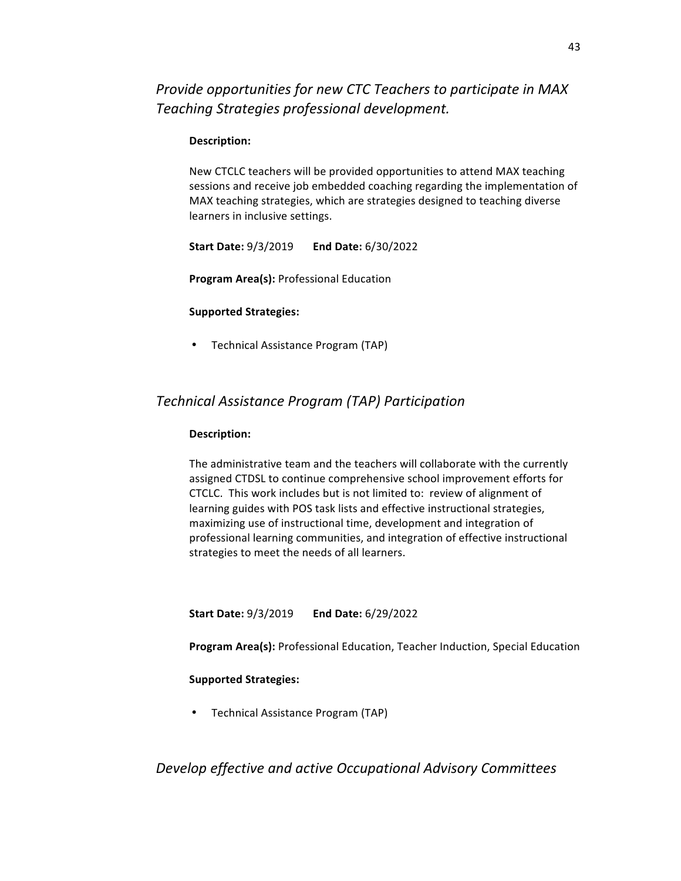## *Provide opportunities for new CTC Teachers to participate in MAX Teaching Strategies professional development.*

**Description:**

New CTCLC teachers will be provided opportunities to attend MAX teaching sessions and receive job embedded coaching regarding the implementation of MAX teaching strategies, which are strategies designed to teaching diverse learners in inclusive settings.

**Start Date:** 9/3/2019 **End Date:** 6/30/2022

**Program Area(s):** Professional Education

**Supported Strategies:**

- Technical Assistance Program (TAP)

## *Technical Assistance Program (TAP) Participation*

**Description:**

The administrative team and the teachers will collaborate with the currently assigned CTDSL to continue comprehensive school improvement efforts for CTCLC. This work includes but is not limited to: review of alignment of learning guides with POS task lists and effective instructional strategies, maximizing use of instructional time, development and integration of professional learning communities, and integration of effective instructional strategies to meet the needs of all learners.

**Start Date:** 9/3/2019 **End Date:** 6/29/2022

**Program Area(s):** Professional Education, Teacher Induction, Special Education

**Supported Strategies:**

- Technical Assistance Program (TAP)

## *Develop effective and active Occupational Advisory Committees*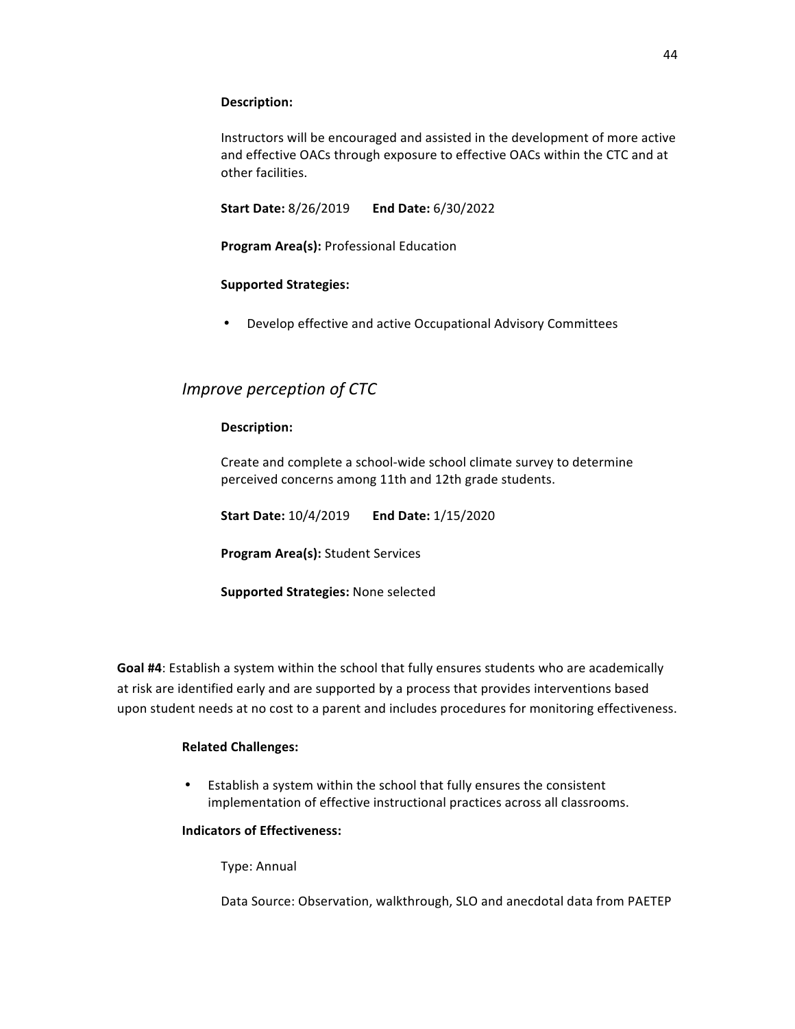**Description:**

Instructors will be encouraged and assisted in the development of more active and effective OACs through exposure to effective OACs within the CTC and at other facilities.

**Start Date:** 8/26/2019 **End Date:** 6/30/2022

**Program Area(s):** Professional Education

**Supported Strategies:**

- Develop effective and active Occupational Advisory Committees

### *Improve perception of CTC*

**Description:**

Create and complete a school-wide school climate survey to determine perceived concerns among 11th and 12th grade students.

**Start Date:** 10/4/2019 **End Date:** 1/15/2020

**Program Area(s):** Student Services

**Supported Strategies:** None selected

**Goal #4**: Establish a system within the school that fully ensures students who are academically at risk are identified early and are supported by a process that provides interventions based upon student needs at no cost to a parent and includes procedures for monitoring effectiveness.

**Related Challenges:**

- Establish a system within the school that fully ensures the consistent implementation of effective instructional practices across all classrooms.

**Indicators of Effectiveness:**

Type: Annual

Data Source: Observation, walkthrough, SLO and anecdotal data from PAETEP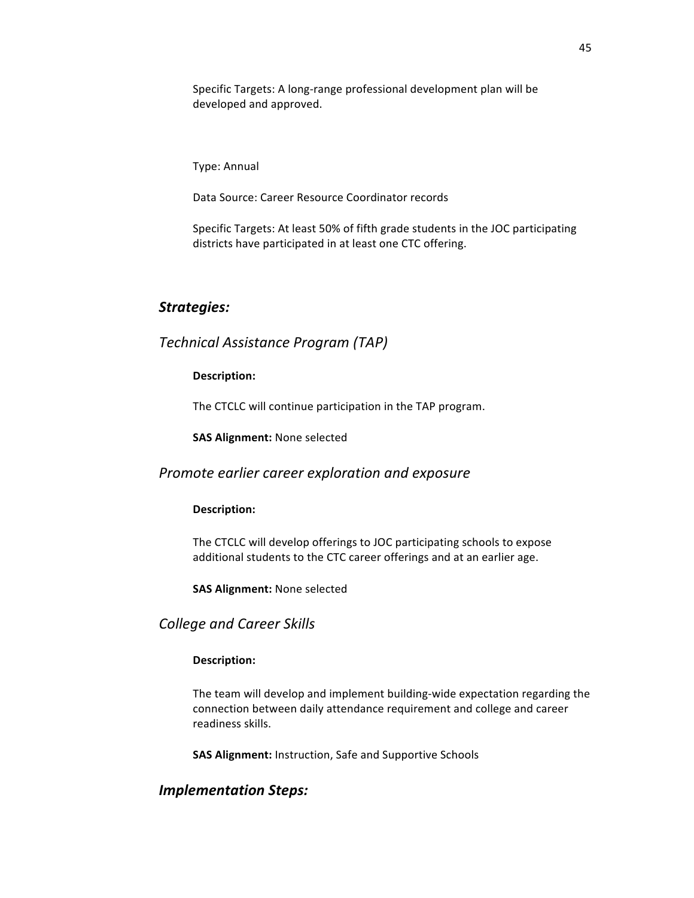Specific Targets: A long-range professional development plan will be developed and approved.

Type: Annual

Data Source: Career Resource Coordinator records

Specific Targets: At least 50% of fifth grade students in the JOC participating districts have participated in at least one CTC offering.

## ***Strategies:***

### *Technical Assistance Program (TAP)*

**Description:**

The CTCLC will continue participation in the TAP program.

**SAS Alignment:** None selected

### *Promote earlier career exploration and exposure*

**Description:**

The CTCLC will develop offerings to JOC participating schools to expose additional students to the CTC career offerings and at an earlier age.

**SAS Alignment:** None selected

### *College and Career Skills*

**Description:**

The team will develop and implement building-wide expectation regarding the connection between daily attendance requirement and college and career readiness skills.

**SAS Alignment:** Instruction, Safe and Supportive Schools

## ***Implementation Steps:***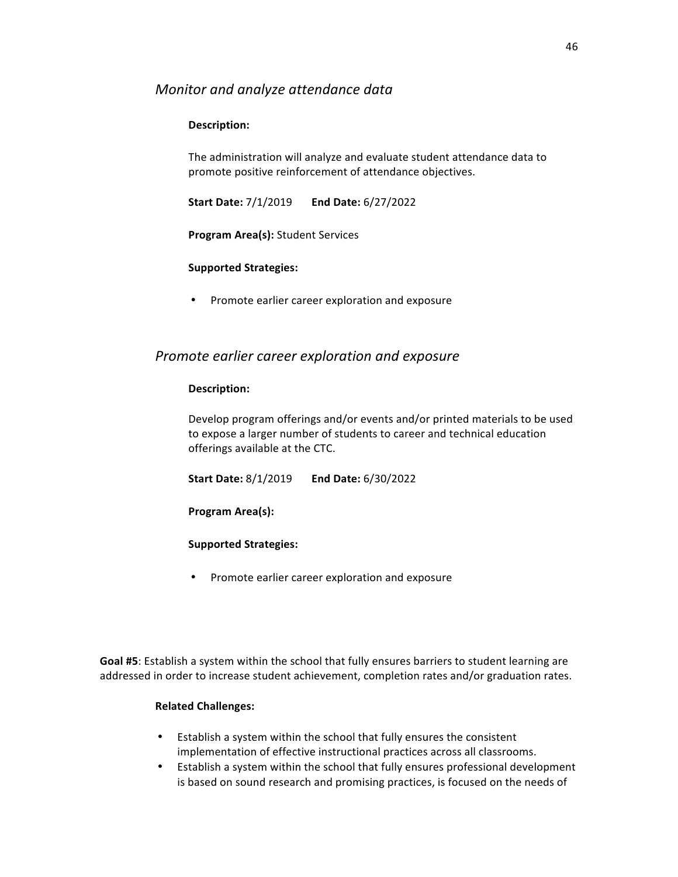### *Monitor and analyze attendance data*

**Description:**

The administration will analyze and evaluate student attendance data to promote positive reinforcement of attendance objectives.

**Start Date:** 7/1/2019 **End Date:** 6/27/2022

**Program Area(s):** Student Services

**Supported Strategies:**

- Promote earlier career exploration and exposure

### *Promote earlier career exploration and exposure*

**Description:**

Develop program offerings and/or events and/or printed materials to be used to expose a larger number of students to career and technical education offerings available at the CTC.

**Start Date:** 8/1/2019 **End Date:** 6/30/2022

**Program Area(s):**

**Supported Strategies:**

- Promote earlier career exploration and exposure

**Goal #5**: Establish a system within the school that fully ensures barriers to student learning are addressed in order to increase student achievement, completion rates and/or graduation rates.

**Related Challenges:**

- Establish a system within the school that fully ensures the consistent implementation of effective instructional practices across all classrooms.
- Establish a system within the school that fully ensures professional development is based on sound research and promising practices, is focused on the needs of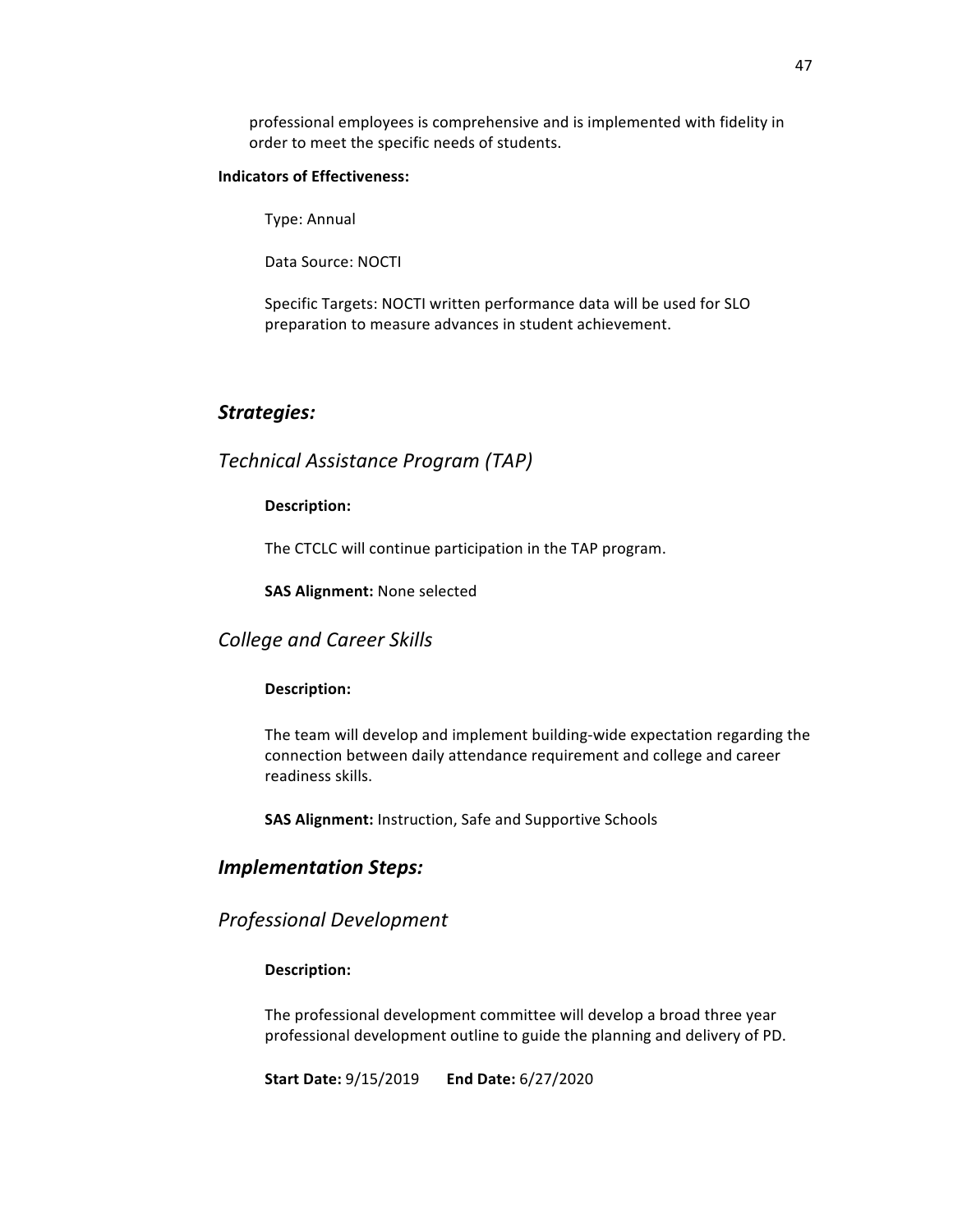professional employees is comprehensive and is implemented with fidelity in order to meet the specific needs of students.

**Indicators of Effectiveness:**

Type: Annual

Data Source: NOCTI

Specific Targets: NOCTI written performance data will be used for SLO preparation to measure advances in student achievement.

## *Strategies:*

### *Technical Assistance Program (TAP)*

**Description:**

The CTCLC will continue participation in the TAP program.

**SAS Alignment:** None selected

### *College and Career Skills*

**Description:**

The team will develop and implement building-wide expectation regarding the connection between daily attendance requirement and college and career readiness skills.

**SAS Alignment:** Instruction, Safe and Supportive Schools

## *Implementation Steps:*

### *Professional Development*

**Description:**

The professional development committee will develop a broad three year professional development outline to guide the planning and delivery of PD.

**Start Date:** 9/15/2019 **End Date:** 6/27/2020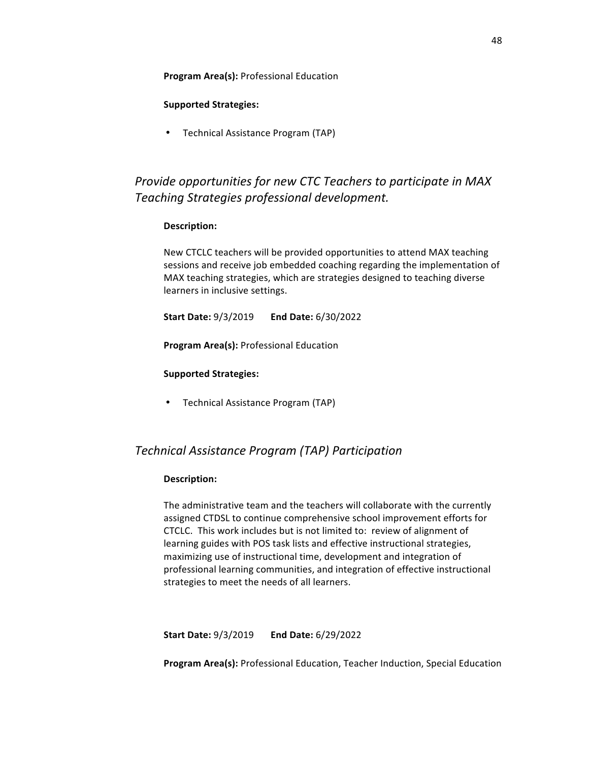**Program Area(s):** Professional Education

**Supported Strategies:**

- Technical Assistance Program (TAP)

## *Provide opportunities for new CTC Teachers to participate in MAX Teaching Strategies professional development.*

**Description:**

New CTCLC teachers will be provided opportunities to attend MAX teaching sessions and receive job embedded coaching regarding the implementation of MAX teaching strategies, which are strategies designed to teaching diverse learners in inclusive settings.

**Start Date:** 9/3/2019 **End Date:** 6/30/2022

**Program Area(s):** Professional Education

**Supported Strategies:**

- Technical Assistance Program (TAP)

## *Technical Assistance Program (TAP) Participation*

**Description:**

The administrative team and the teachers will collaborate with the currently assigned CTDSL to continue comprehensive school improvement efforts for CTCLC. This work includes but is not limited to: review of alignment of learning guides with POS task lists and effective instructional strategies, maximizing use of instructional time, development and integration of professional learning communities, and integration of effective instructional strategies to meet the needs of all learners.

**Start Date:** 9/3/2019 **End Date:** 6/29/2022

**Program Area(s):** Professional Education, Teacher Induction, Special Education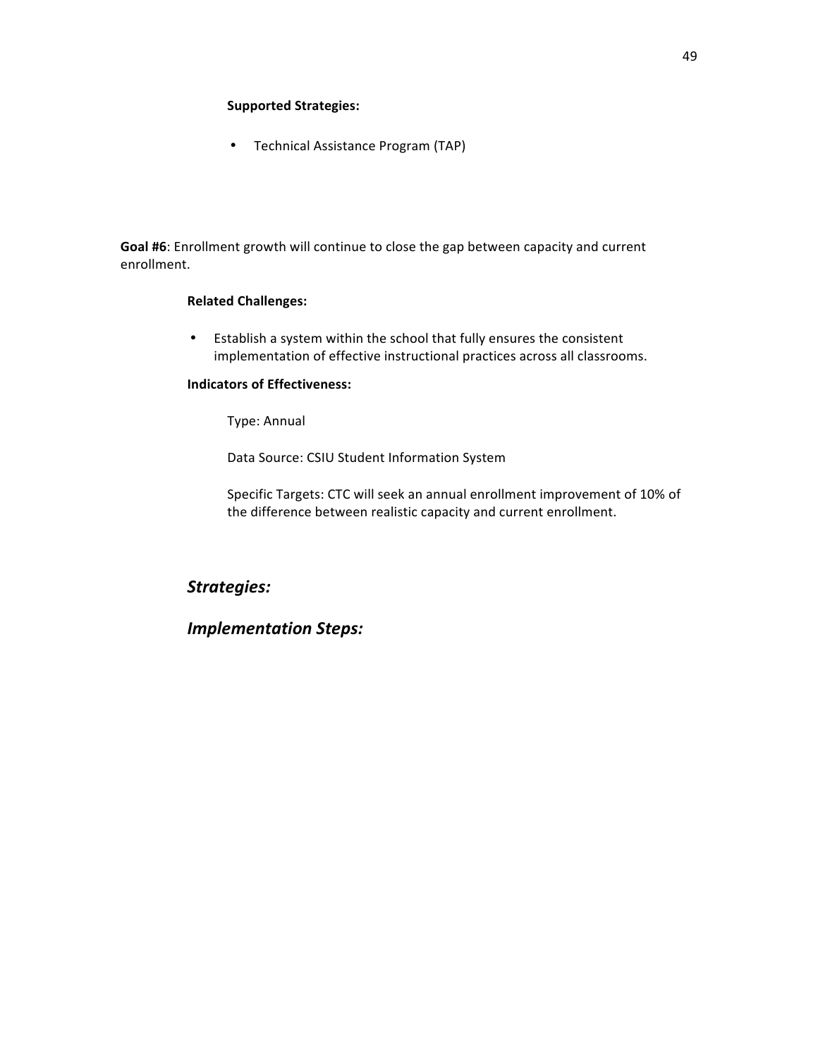**Supported Strategies:**

- Technical Assistance Program (TAP)

**Goal #6**: Enrollment growth will continue to close the gap between capacity and current enrollment.

**Related Challenges:**

- Establish a system within the school that fully ensures the consistent implementation of effective instructional practices across all classrooms.

**Indicators of Effectiveness:**

Type: Annual

Data Source: CSIU Student Information System

Specific Targets: CTC will seek an annual enrollment improvement of 10% of the difference between realistic capacity and current enrollment.

***Strategies:***

***Implementation Steps:***